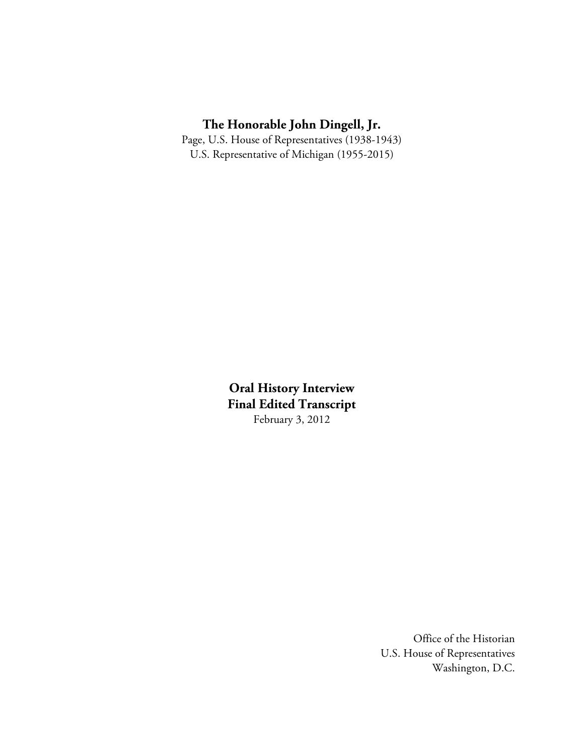# The Honorable John Dingell, Jr.

Page, U.S. House of Representatives (1938-1943)
U.S. Representative of Michigan (1955-2015)

## Oral History Interview
## Final Edited Transcript

February 3, 2012

Office of the Historian
U.S. House of Representatives
Washington, D.C.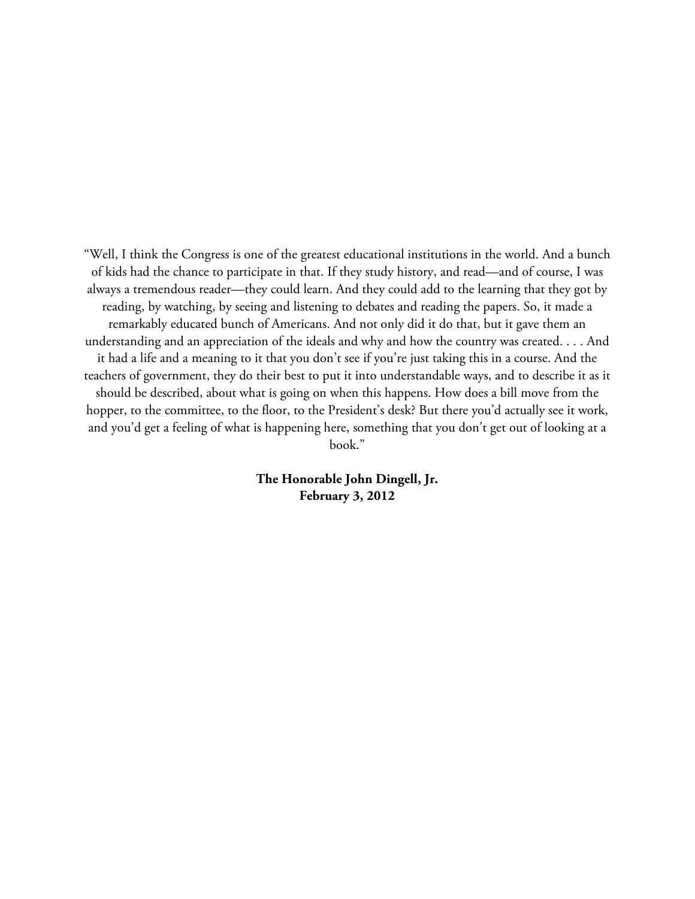"Well, I think the Congress is one of the greatest educational institutions in the world. And a bunch of kids had the chance to participate in that. If they study history, and read—and of course, I was always a tremendous reader—they could learn. And they could add to the learning that they got by reading, by watching, by seeing and listening to debates and reading the papers. So, it made a remarkably educated bunch of Americans. And not only did it do that, but it gave them an understanding and an appreciation of the ideals and why and how the country was created. . . . And it had a life and a meaning to it that you don't see if you're just taking this in a course. And the teachers of government, they do their best to put it into understandable ways, and to describe it as it should be described, about what is going on when this happens. How does a bill move from the hopper, to the committee, to the floor, to the President's desk? But there you'd actually see it work, and you'd get a feeling of what is happening here, something that you don't get out of looking at a book."

**The Honorable John Dingell, Jr.**
**February 3, 2012**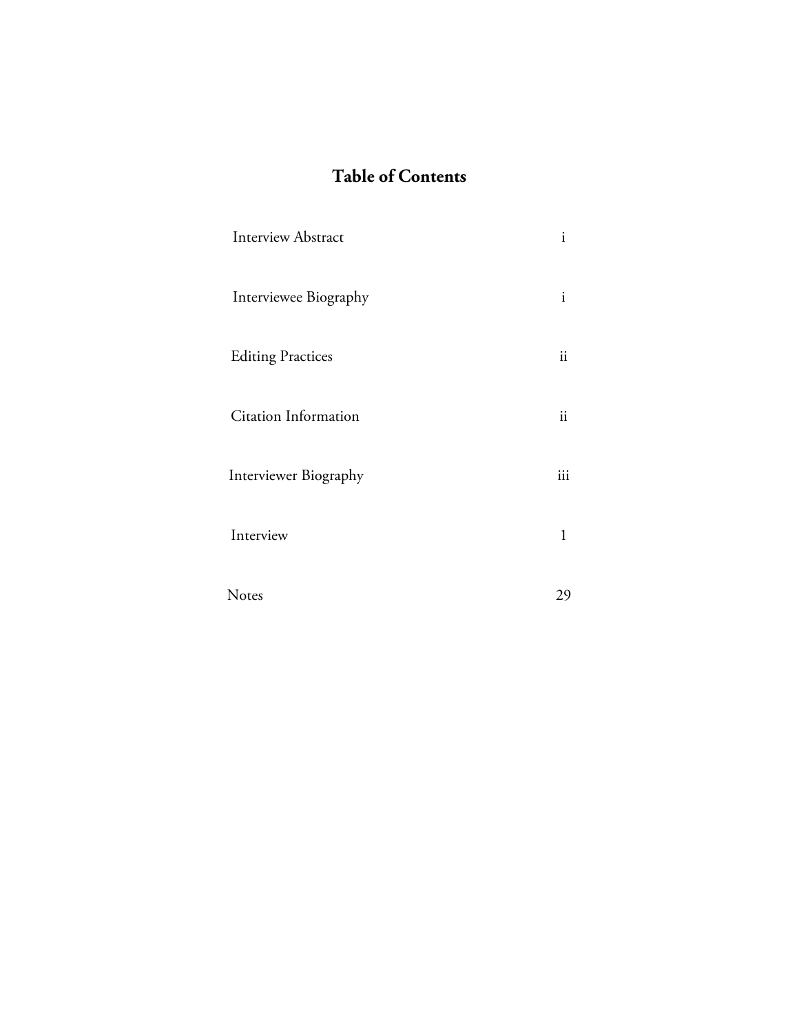# Table of Contents

| | |
|---|---|
| Interview Abstract | i |
| Interviewee Biography | i |
| Editing Practices | ii |
| Citation Information | ii |
| Interviewer Biography | iii |
| Interview | 1 |
| Notes | 29 |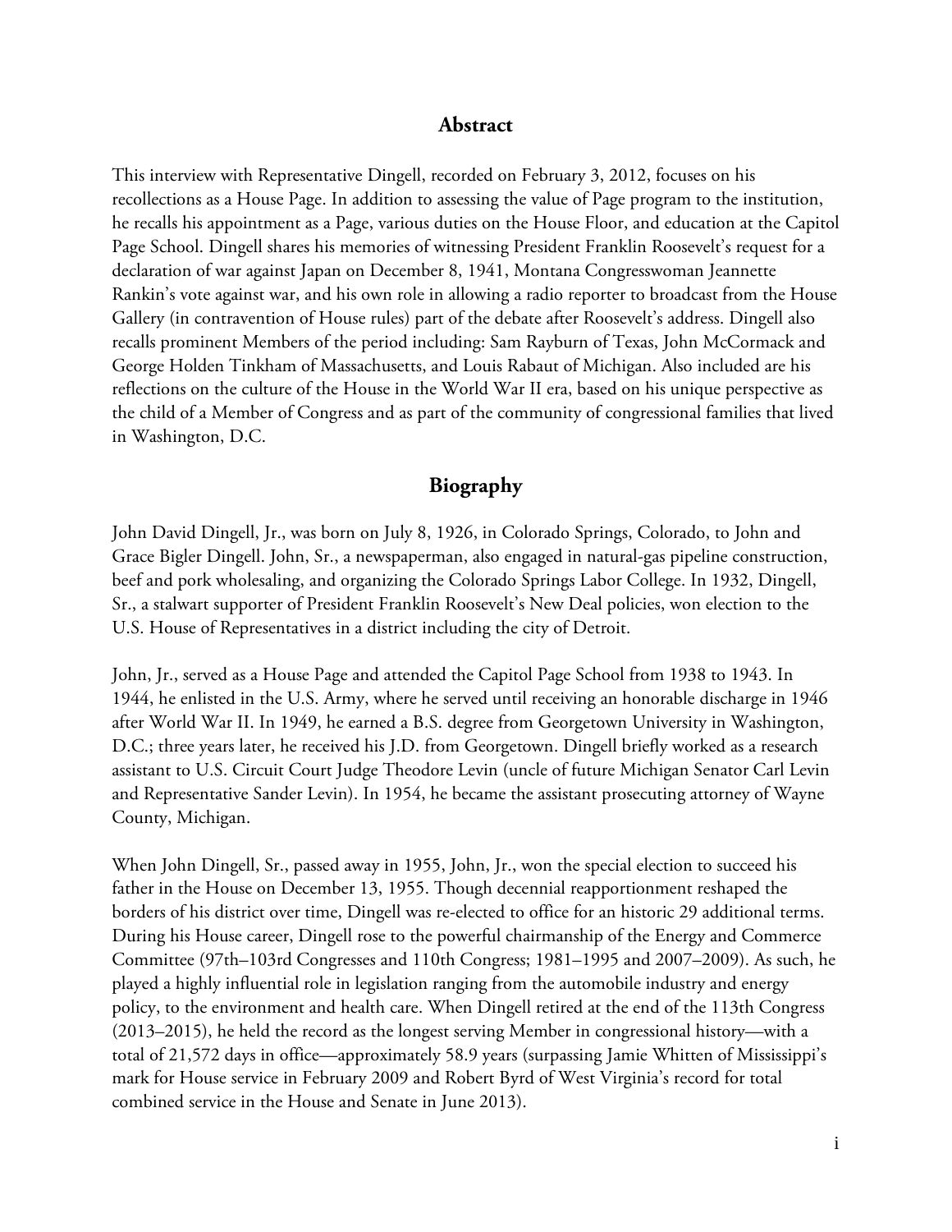## Abstract

This interview with Representative Dingell, recorded on February 3, 2012, focuses on his recollections as a House Page. In addition to assessing the value of Page program to the institution, he recalls his appointment as a Page, various duties on the House Floor, and education at the Capitol Page School. Dingell shares his memories of witnessing President Franklin Roosevelt's request for a declaration of war against Japan on December 8, 1941, Montana Congresswoman Jeannette Rankin's vote against war, and his own role in allowing a radio reporter to broadcast from the House Gallery (in contravention of House rules) part of the debate after Roosevelt's address. Dingell also recalls prominent Members of the period including: Sam Rayburn of Texas, John McCormack and George Holden Tinkham of Massachusetts, and Louis Rabaut of Michigan. Also included are his reflections on the culture of the House in the World War II era, based on his unique perspective as the child of a Member of Congress and as part of the community of congressional families that lived in Washington, D.C.

## Biography

John David Dingell, Jr., was born on July 8, 1926, in Colorado Springs, Colorado, to John and Grace Bigler Dingell. John, Sr., a newspaperman, also engaged in natural-gas pipeline construction, beef and pork wholesaling, and organizing the Colorado Springs Labor College. In 1932, Dingell, Sr., a stalwart supporter of President Franklin Roosevelt's New Deal policies, won election to the U.S. House of Representatives in a district including the city of Detroit.

John, Jr., served as a House Page and attended the Capitol Page School from 1938 to 1943. In 1944, he enlisted in the U.S. Army, where he served until receiving an honorable discharge in 1946 after World War II. In 1949, he earned a B.S. degree from Georgetown University in Washington, D.C.; three years later, he received his J.D. from Georgetown. Dingell briefly worked as a research assistant to U.S. Circuit Court Judge Theodore Levin (uncle of future Michigan Senator Carl Levin and Representative Sander Levin). In 1954, he became the assistant prosecuting attorney of Wayne County, Michigan.

When John Dingell, Sr., passed away in 1955, John, Jr., won the special election to succeed his father in the House on December 13, 1955. Though decennial reapportionment reshaped the borders of his district over time, Dingell was re-elected to office for an historic 29 additional terms. During his House career, Dingell rose to the powerful chairmanship of the Energy and Commerce Committee (97th–103rd Congresses and 110th Congress; 1981–1995 and 2007–2009). As such, he played a highly influential role in legislation ranging from the automobile industry and energy policy, to the environment and health care. When Dingell retired at the end of the 113th Congress (2013–2015), he held the record as the longest serving Member in congressional history—with a total of 21,572 days in office—approximately 58.9 years (surpassing Jamie Whitten of Mississippi's mark for House service in February 2009 and Robert Byrd of West Virginia's record for total combined service in the House and Senate in June 2013).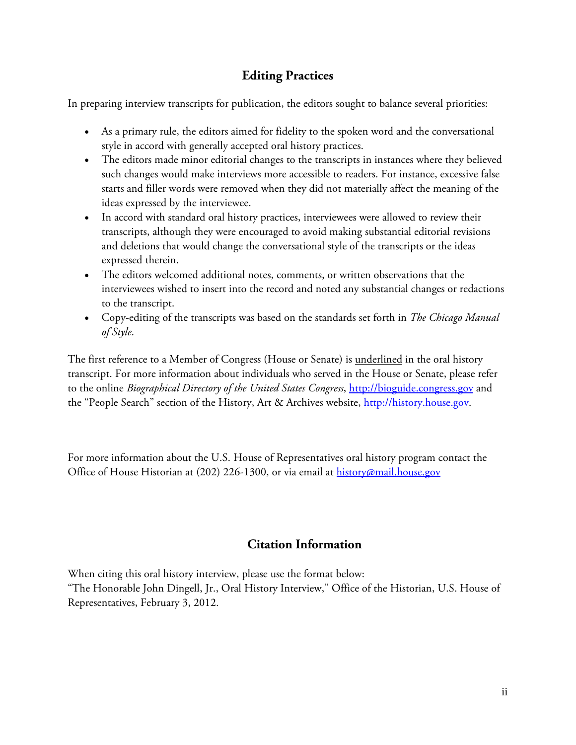## Editing Practices

In preparing interview transcripts for publication, the editors sought to balance several priorities:

- As a primary rule, the editors aimed for fidelity to the spoken word and the conversational style in accord with generally accepted oral history practices.
- The editors made minor editorial changes to the transcripts in instances where they believed such changes would make interviews more accessible to readers. For instance, excessive false starts and filler words were removed when they did not materially affect the meaning of the ideas expressed by the interviewee.
- In accord with standard oral history practices, interviewees were allowed to review their transcripts, although they were encouraged to avoid making substantial editorial revisions and deletions that would change the conversational style of the transcripts or the ideas expressed therein.
- The editors welcomed additional notes, comments, or written observations that the interviewees wished to insert into the record and noted any substantial changes or redactions to the transcript.
- Copy-editing of the transcripts was based on the standards set forth in *The Chicago Manual of Style*.

The first reference to a Member of Congress (House or Senate) is <u>underlined</u> in the oral history transcript. For more information about individuals who served in the House or Senate, please refer to the online *Biographical Directory of the United States Congress*, http://bioguide.congress.gov and the "People Search" section of the History, Art & Archives website, http://history.house.gov.

For more information about the U.S. House of Representatives oral history program contact the Office of House Historian at (202) 226-1300, or via email at history@mail.house.gov

## Citation Information

When citing this oral history interview, please use the format below:
"The Honorable John Dingell, Jr., Oral History Interview," Office of the Historian, U.S. House of Representatives, February 3, 2012.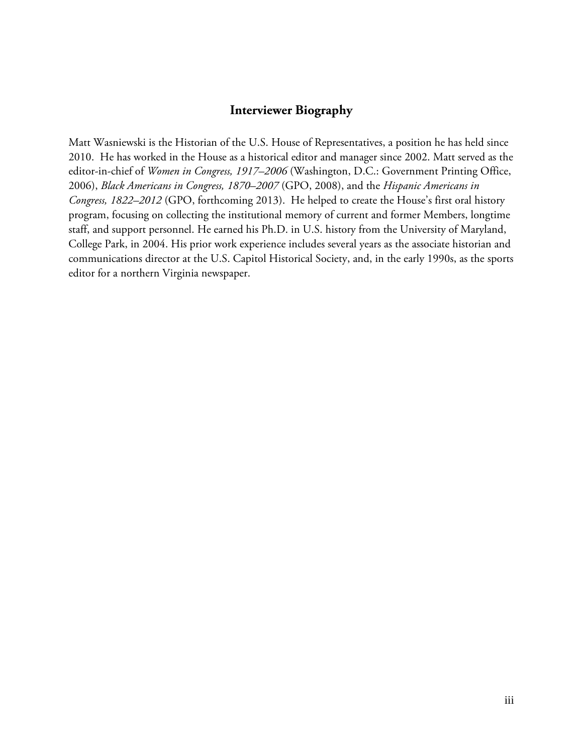## Interviewer Biography

Matt Wasniewski is the Historian of the U.S. House of Representatives, a position he has held since 2010. He has worked in the House as a historical editor and manager since 2002. Matt served as the editor-in-chief of *Women in Congress, 1917–2006* (Washington, D.C.: Government Printing Office, 2006), *Black Americans in Congress, 1870–2007* (GPO, 2008), and the *Hispanic Americans in Congress, 1822–2012* (GPO, forthcoming 2013). He helped to create the House's first oral history program, focusing on collecting the institutional memory of current and former Members, longtime staff, and support personnel. He earned his Ph.D. in U.S. history from the University of Maryland, College Park, in 2004. His prior work experience includes several years as the associate historian and communications director at the U.S. Capitol Historical Society, and, in the early 1990s, as the sports editor for a northern Virginia newspaper.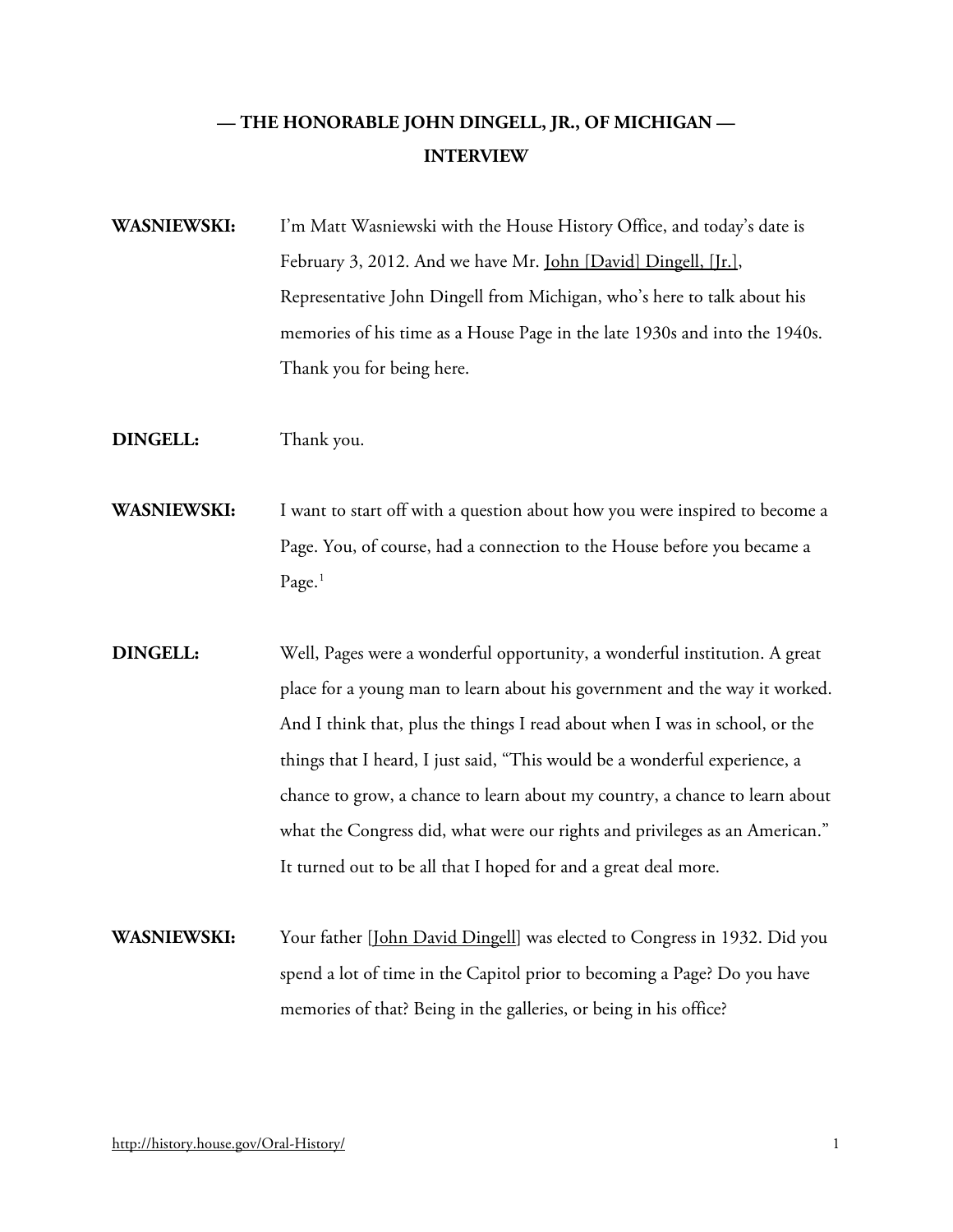# — THE HONORABLE JOHN DINGELL, JR., OF MICHIGAN — INTERVIEW

**WASNIEWSKI:** I'm Matt Wasniewski with the House History Office, and today's date is February 3, 2012. And we have Mr. John [David] Dingell, [Jr.], Representative John Dingell from Michigan, who's here to talk about his memories of his time as a House Page in the late 1930s and into the 1940s. Thank you for being here.

**DINGELL:** Thank you.

**WASNIEWSKI:** I want to start off with a question about how you were inspired to become a Page. You, of course, had a connection to the House before you became a Page.[1]

**DINGELL:** Well, Pages were a wonderful opportunity, a wonderful institution. A great place for a young man to learn about his government and the way it worked. And I think that, plus the things I read about when I was in school, or the things that I heard, I just said, "This would be a wonderful experience, a chance to grow, a chance to learn about my country, a chance to learn about what the Congress did, what were our rights and privileges as an American." It turned out to be all that I hoped for and a great deal more.

**WASNIEWSKI:** Your father [John David Dingell] was elected to Congress in 1932. Did you spend a lot of time in the Capitol prior to becoming a Page? Do you have memories of that? Being in the galleries, or being in his office?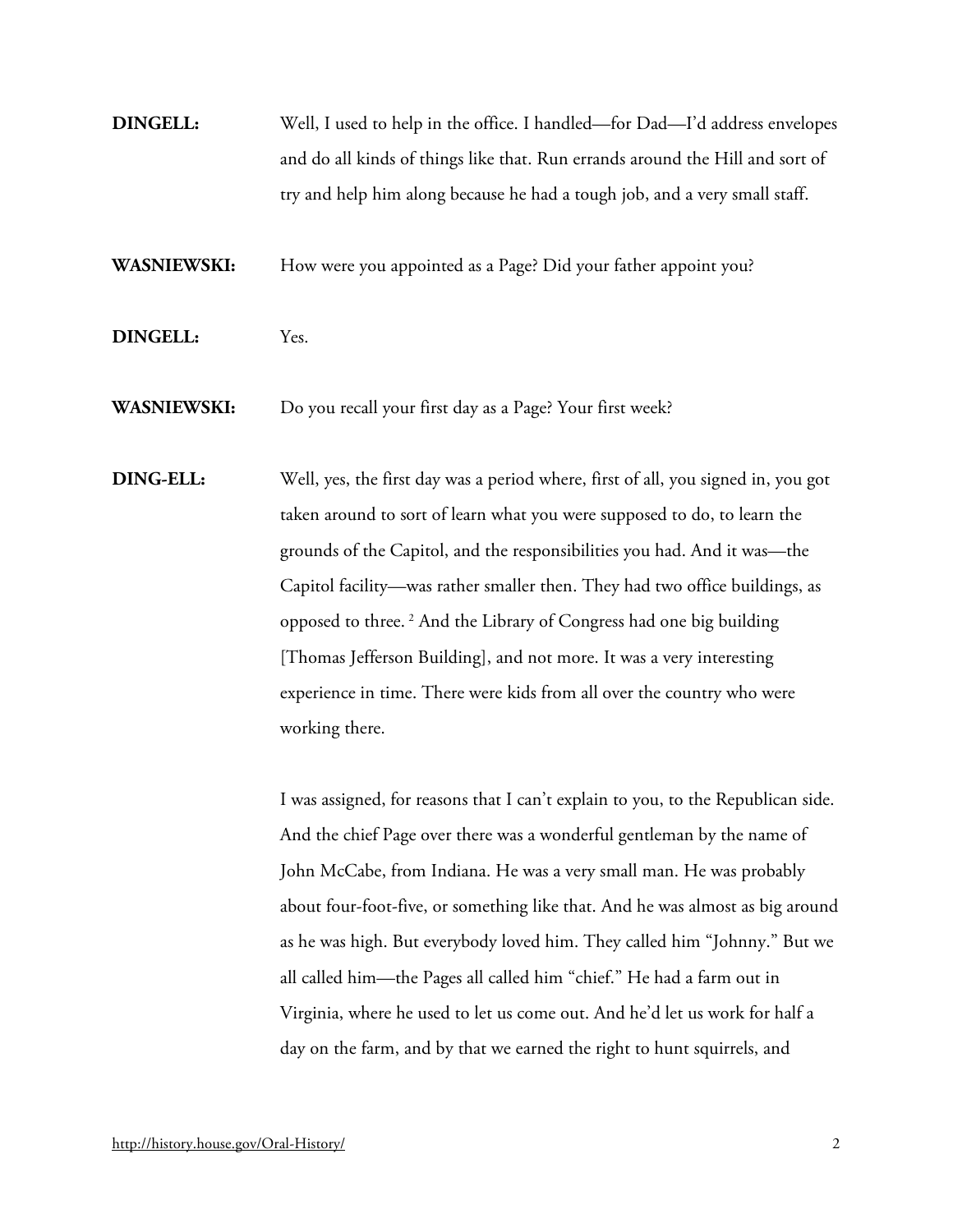**DINGELL:** Well, I used to help in the office. I handled—for Dad—I'd address envelopes and do all kinds of things like that. Run errands around the Hill and sort of try and help him along because he had a tough job, and a very small staff.

**WASNIEWSKI:** How were you appointed as a Page? Did your father appoint you?

**DINGELL:** Yes.

**WASNIEWSKI:** Do you recall your first day as a Page? Your first week?

**DING-ELL:** Well, yes, the first day was a period where, first of all, you signed in, you got taken around to sort of learn what you were supposed to do, to learn the grounds of the Capitol, and the responsibilities you had. And it was—the Capitol facility—was rather smaller then. They had two office buildings, as opposed to three. [2] And the Library of Congress had one big building [Thomas Jefferson Building], and not more. It was a very interesting experience in time. There were kids from all over the country who were working there.

I was assigned, for reasons that I can't explain to you, to the Republican side. And the chief Page over there was a wonderful gentleman by the name of John McCabe, from Indiana. He was a very small man. He was probably about four-foot-five, or something like that. And he was almost as big around as he was high. But everybody loved him. They called him "Johnny." But we all called him—the Pages all called him "chief." He had a farm out in Virginia, where he used to let us come out. And he'd let us work for half a day on the farm, and by that we earned the right to hunt squirrels, and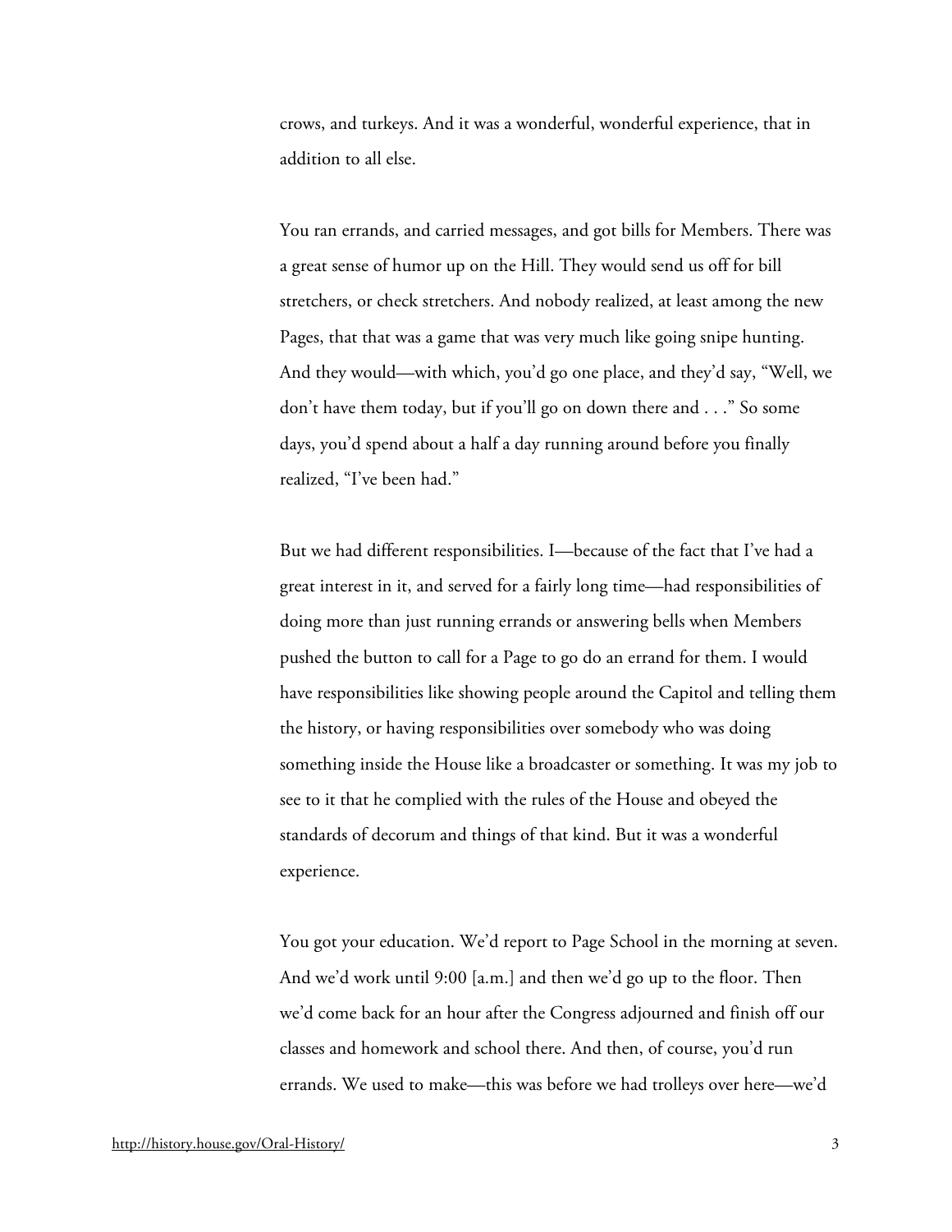crows, and turkeys. And it was a wonderful, wonderful experience, that in addition to all else.

You ran errands, and carried messages, and got bills for Members. There was a great sense of humor up on the Hill. They would send us off for bill stretchers, or check stretchers. And nobody realized, at least among the new Pages, that that was a game that was very much like going snipe hunting. And they would—with which, you'd go one place, and they'd say, "Well, we don't have them today, but if you'll go on down there and . . ." So some days, you'd spend about a half a day running around before you finally realized, "I've been had."

But we had different responsibilities. I—because of the fact that I've had a great interest in it, and served for a fairly long time—had responsibilities of doing more than just running errands or answering bells when Members pushed the button to call for a Page to go do an errand for them. I would have responsibilities like showing people around the Capitol and telling them the history, or having responsibilities over somebody who was doing something inside the House like a broadcaster or something. It was my job to see to it that he complied with the rules of the House and obeyed the standards of decorum and things of that kind. But it was a wonderful experience.

You got your education. We'd report to Page School in the morning at seven. And we'd work until 9:00 [a.m.] and then we'd go up to the floor. Then we'd come back for an hour after the Congress adjourned and finish off our classes and homework and school there. And then, of course, you'd run errands. We used to make—this was before we had trolleys over here—we'd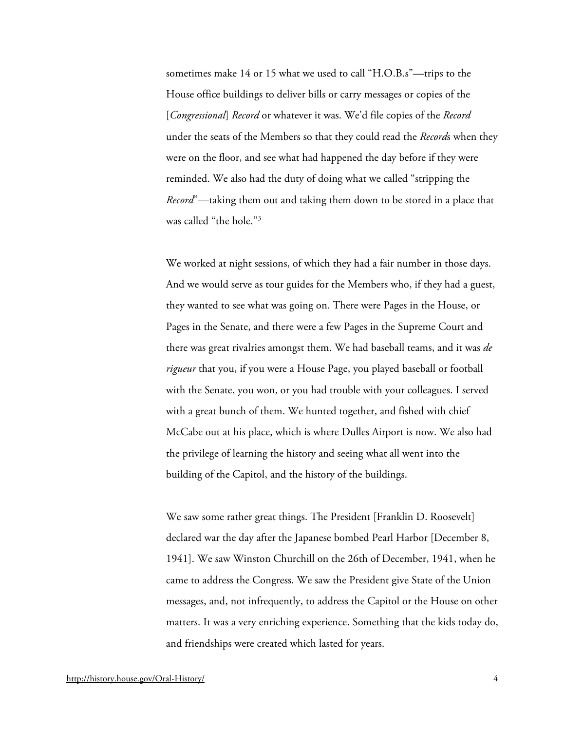sometimes make 14 or 15 what we used to call "H.O.B.s"—trips to the House office buildings to deliver bills or carry messages or copies of the [*Congressional*] *Record* or whatever it was. We'd file copies of the *Record* under the seats of the Members so that they could read the *Record*s when they were on the floor, and see what had happened the day before if they were reminded. We also had the duty of doing what we called "stripping the *Record*"—taking them out and taking them down to be stored in a place that was called "the hole."[3]

We worked at night sessions, of which they had a fair number in those days. And we would serve as tour guides for the Members who, if they had a guest, they wanted to see what was going on. There were Pages in the House, or Pages in the Senate, and there were a few Pages in the Supreme Court and there was great rivalries amongst them. We had baseball teams, and it was *de rigueur* that you, if you were a House Page, you played baseball or football with the Senate, you won, or you had trouble with your colleagues. I served with a great bunch of them. We hunted together, and fished with chief McCabe out at his place, which is where Dulles Airport is now. We also had the privilege of learning the history and seeing what all went into the building of the Capitol, and the history of the buildings.

We saw some rather great things. The President [Franklin D. Roosevelt] declared war the day after the Japanese bombed Pearl Harbor [December 8, 1941]. We saw Winston Churchill on the 26th of December, 1941, when he came to address the Congress. We saw the President give State of the Union messages, and, not infrequently, to address the Capitol or the House on other matters. It was a very enriching experience. Something that the kids today do, and friendships were created which lasted for years.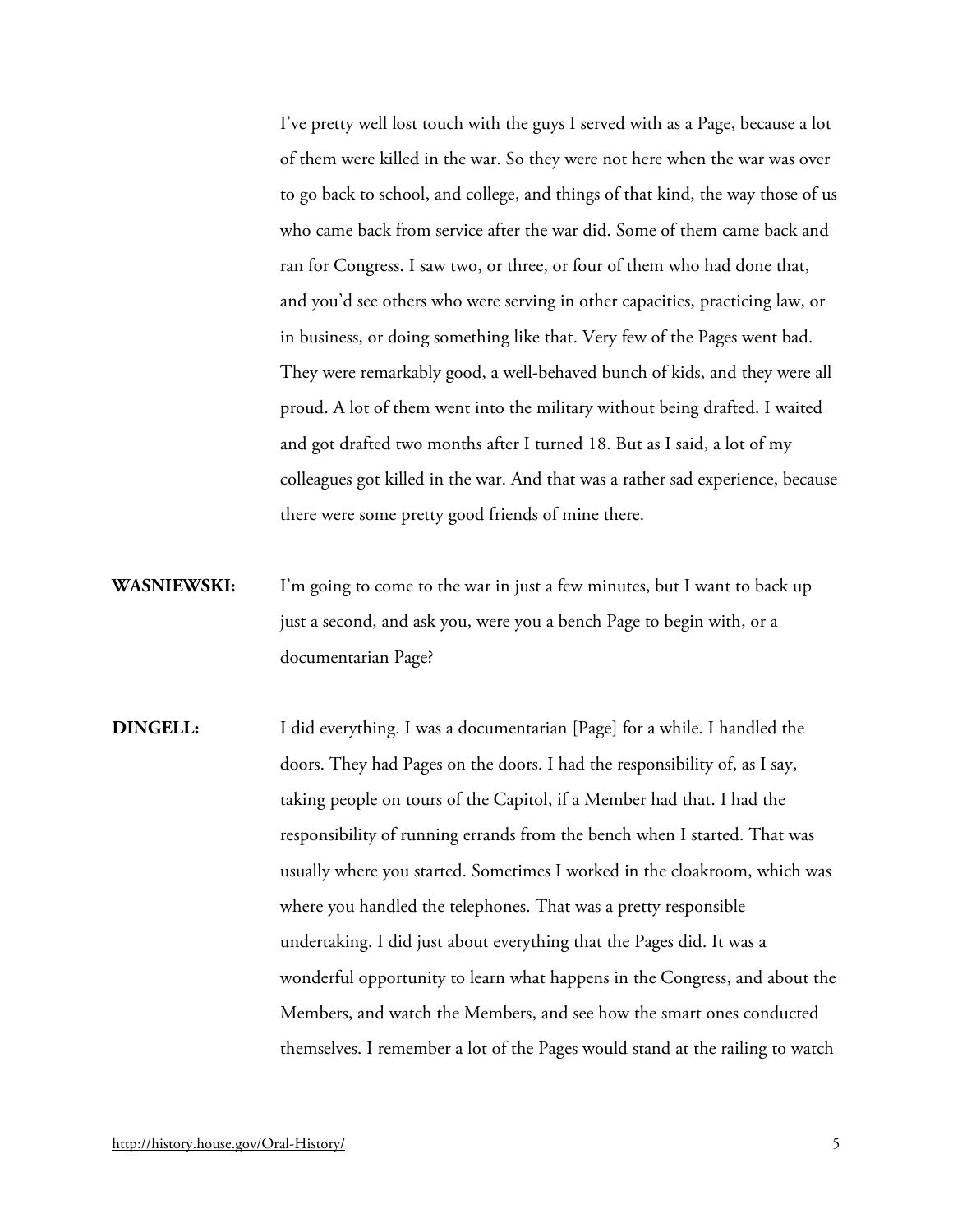I've pretty well lost touch with the guys I served with as a Page, because a lot of them were killed in the war. So they were not here when the war was over to go back to school, and college, and things of that kind, the way those of us who came back from service after the war did. Some of them came back and ran for Congress. I saw two, or three, or four of them who had done that, and you'd see others who were serving in other capacities, practicing law, or in business, or doing something like that. Very few of the Pages went bad. They were remarkably good, a well-behaved bunch of kids, and they were all proud. A lot of them went into the military without being drafted. I waited and got drafted two months after I turned 18. But as I said, a lot of my colleagues got killed in the war. And that was a rather sad experience, because there were some pretty good friends of mine there.

**WASNIEWSKI:** I'm going to come to the war in just a few minutes, but I want to back up just a second, and ask you, were you a bench Page to begin with, or a documentarian Page?

**DINGELL:** I did everything. I was a documentarian [Page] for a while. I handled the doors. They had Pages on the doors. I had the responsibility of, as I say, taking people on tours of the Capitol, if a Member had that. I had the responsibility of running errands from the bench when I started. That was usually where you started. Sometimes I worked in the cloakroom, which was where you handled the telephones. That was a pretty responsible undertaking. I did just about everything that the Pages did. It was a wonderful opportunity to learn what happens in the Congress, and about the Members, and watch the Members, and see how the smart ones conducted themselves. I remember a lot of the Pages would stand at the railing to watch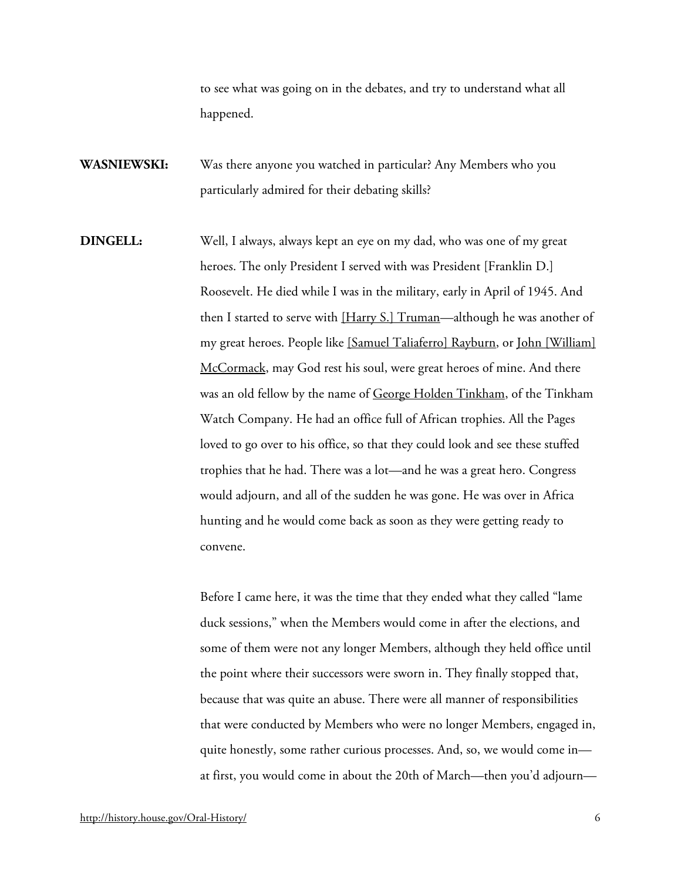to see what was going on in the debates, and try to understand what all happened.

**WASNIEWSKI:** Was there anyone you watched in particular? Any Members who you particularly admired for their debating skills?

**DINGELL:** Well, I always, always kept an eye on my dad, who was one of my great heroes. The only President I served with was President [Franklin D.] Roosevelt. He died while I was in the military, early in April of 1945. And then I started to serve with [Harry S.] Truman—although he was another of my great heroes. People like [Samuel Taliaferro] Rayburn, or John [William] McCormack, may God rest his soul, were great heroes of mine. And there was an old fellow by the name of George Holden Tinkham, of the Tinkham Watch Company. He had an office full of African trophies. All the Pages loved to go over to his office, so that they could look and see these stuffed trophies that he had. There was a lot—and he was a great hero. Congress would adjourn, and all of the sudden he was gone. He was over in Africa hunting and he would come back as soon as they were getting ready to convene.

Before I came here, it was the time that they ended what they called "lame duck sessions," when the Members would come in after the elections, and some of them were not any longer Members, although they held office until the point where their successors were sworn in. They finally stopped that, because that was quite an abuse. There were all manner of responsibilities that were conducted by Members who were no longer Members, engaged in, quite honestly, some rather curious processes. And, so, we would come in—at first, you would come in about the 20th of March—then you'd adjourn—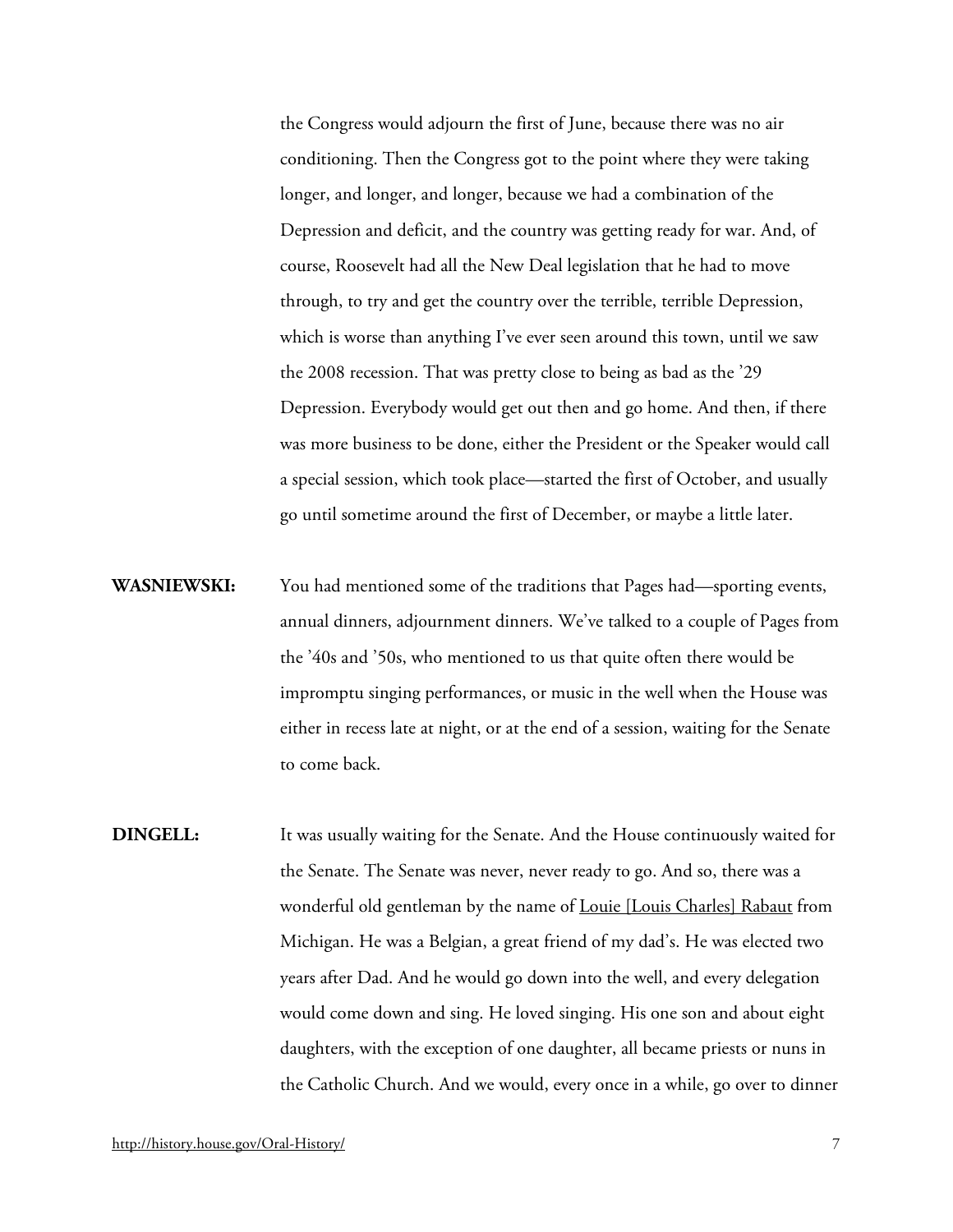the Congress would adjourn the first of June, because there was no air conditioning. Then the Congress got to the point where they were taking longer, and longer, and longer, because we had a combination of the Depression and deficit, and the country was getting ready for war. And, of course, Roosevelt had all the New Deal legislation that he had to move through, to try and get the country over the terrible, terrible Depression, which is worse than anything I've ever seen around this town, until we saw the 2008 recession. That was pretty close to being as bad as the '29 Depression. Everybody would get out then and go home. And then, if there was more business to be done, either the President or the Speaker would call a special session, which took place—started the first of October, and usually go until sometime around the first of December, or maybe a little later.

**WASNIEWSKI:** You had mentioned some of the traditions that Pages had—sporting events, annual dinners, adjournment dinners. We've talked to a couple of Pages from the '40s and '50s, who mentioned to us that quite often there would be impromptu singing performances, or music in the well when the House was either in recess late at night, or at the end of a session, waiting for the Senate to come back.

**DINGELL:** It was usually waiting for the Senate. And the House continuously waited for the Senate. The Senate was never, never ready to go. And so, there was a wonderful old gentleman by the name of Louie [Louis Charles] Rabaut from Michigan. He was a Belgian, a great friend of my dad's. He was elected two years after Dad. And he would go down into the well, and every delegation would come down and sing. He loved singing. His one son and about eight daughters, with the exception of one daughter, all became priests or nuns in the Catholic Church. And we would, every once in a while, go over to dinner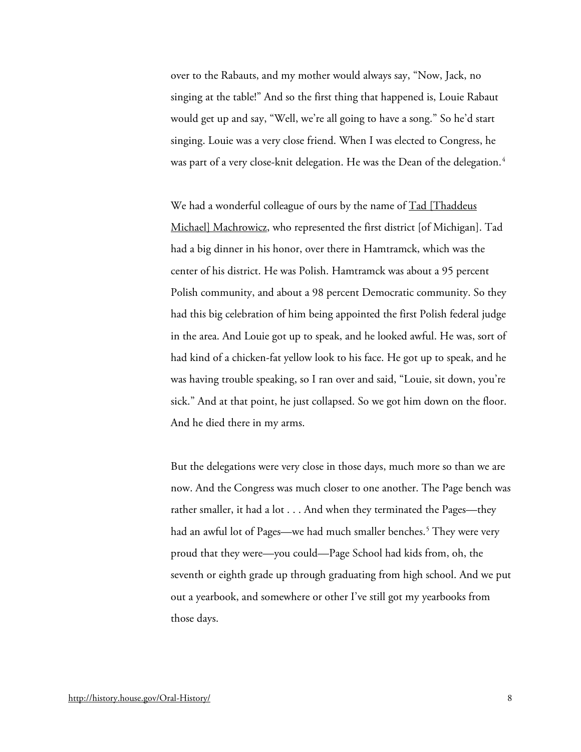over to the Rabauts, and my mother would always say, "Now, Jack, no singing at the table!" And so the first thing that happened is, Louie Rabaut would get up and say, "Well, we're all going to have a song." So he'd start singing. Louie was a very close friend. When I was elected to Congress, he was part of a very close-knit delegation. He was the Dean of the delegation.[4]

We had a wonderful colleague of ours by the name of Tad [Thaddeus Michael] Machrowicz, who represented the first district [of Michigan]. Tad had a big dinner in his honor, over there in Hamtramck, which was the center of his district. He was Polish. Hamtramck was about a 95 percent Polish community, and about a 98 percent Democratic community. So they had this big celebration of him being appointed the first Polish federal judge in the area. And Louie got up to speak, and he looked awful. He was, sort of had kind of a chicken-fat yellow look to his face. He got up to speak, and he was having trouble speaking, so I ran over and said, "Louie, sit down, you're sick." And at that point, he just collapsed. So we got him down on the floor. And he died there in my arms.

But the delegations were very close in those days, much more so than we are now. And the Congress was much closer to one another. The Page bench was rather smaller, it had a lot . . . And when they terminated the Pages—they had an awful lot of Pages—we had much smaller benches.[5] They were very proud that they were—you could—Page School had kids from, oh, the seventh or eighth grade up through graduating from high school. And we put out a yearbook, and somewhere or other I've still got my yearbooks from those days.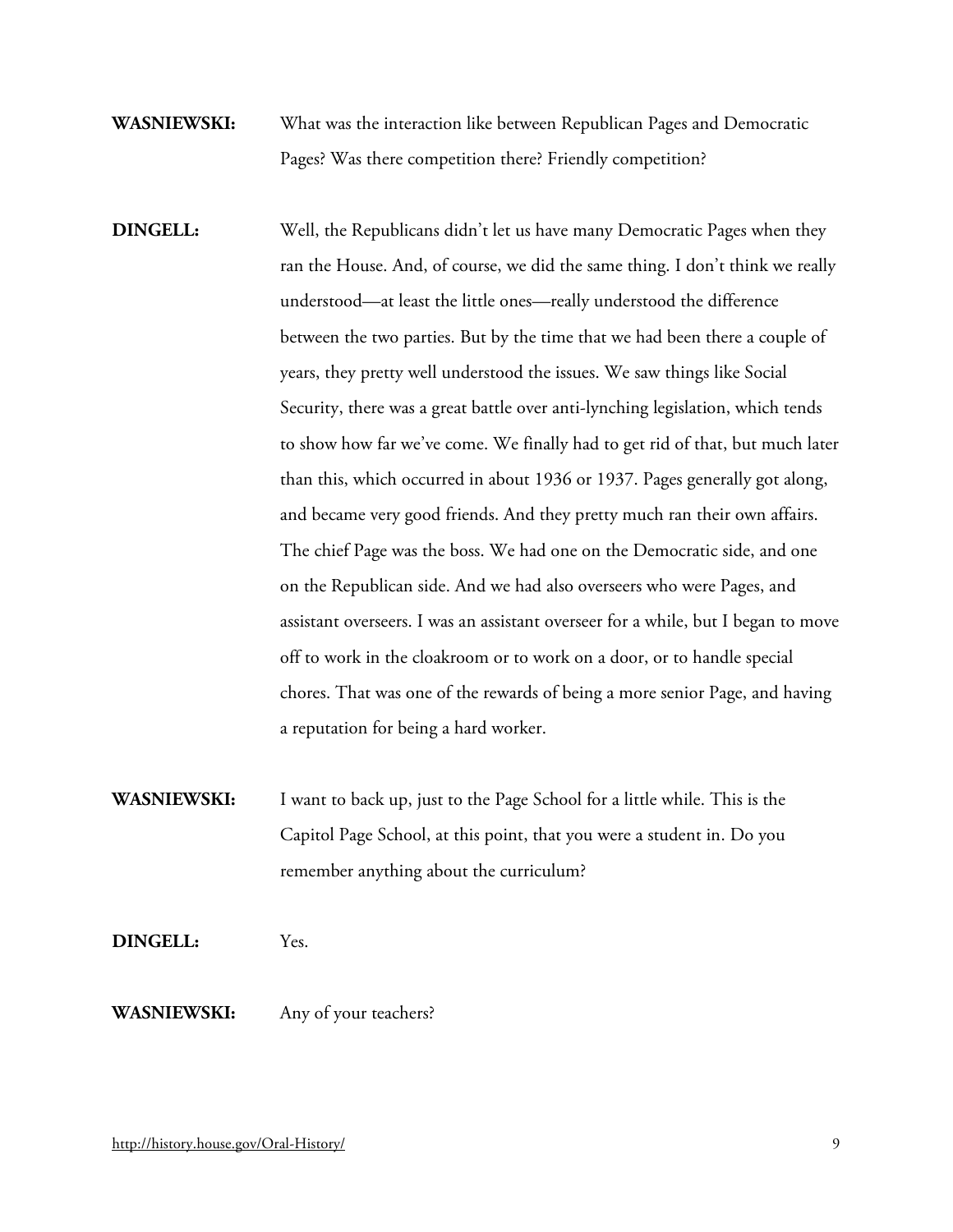**WASNIEWSKI:** What was the interaction like between Republican Pages and Democratic Pages? Was there competition there? Friendly competition?

**DINGELL:** Well, the Republicans didn't let us have many Democratic Pages when they ran the House. And, of course, we did the same thing. I don't think we really understood—at least the little ones—really understood the difference between the two parties. But by the time that we had been there a couple of years, they pretty well understood the issues. We saw things like Social Security, there was a great battle over anti-lynching legislation, which tends to show how far we've come. We finally had to get rid of that, but much later than this, which occurred in about 1936 or 1937. Pages generally got along, and became very good friends. And they pretty much ran their own affairs. The chief Page was the boss. We had one on the Democratic side, and one on the Republican side. And we had also overseers who were Pages, and assistant overseers. I was an assistant overseer for a while, but I began to move off to work in the cloakroom or to work on a door, or to handle special chores. That was one of the rewards of being a more senior Page, and having a reputation for being a hard worker.

**WASNIEWSKI:** I want to back up, just to the Page School for a little while. This is the Capitol Page School, at this point, that you were a student in. Do you remember anything about the curriculum?

**DINGELL:** Yes.

**WASNIEWSKI:** Any of your teachers?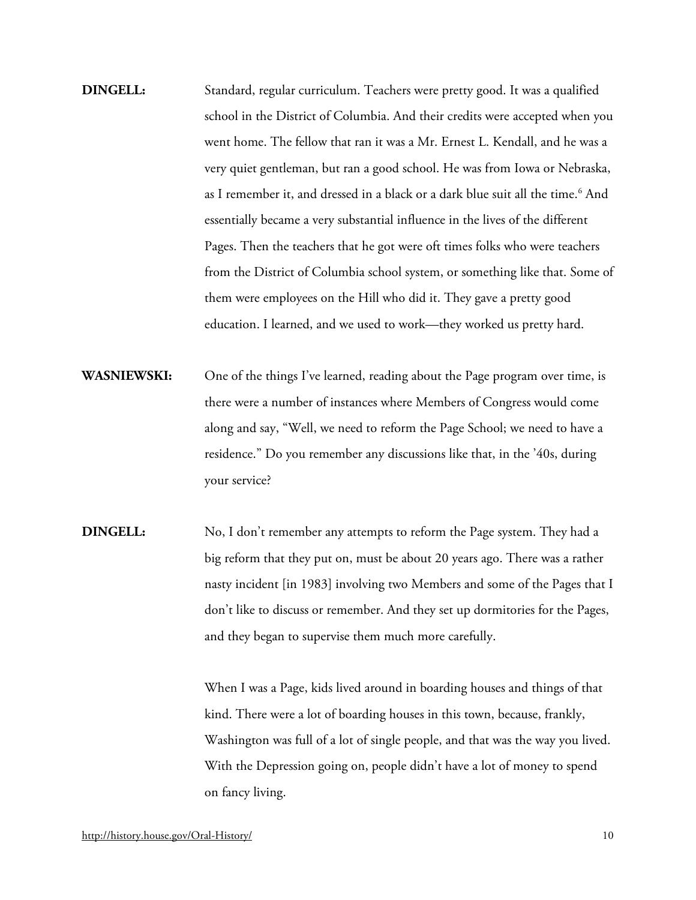**DINGELL:** Standard, regular curriculum. Teachers were pretty good. It was a qualified school in the District of Columbia. And their credits were accepted when you went home. The fellow that ran it was a Mr. Ernest L. Kendall, and he was a very quiet gentleman, but ran a good school. He was from Iowa or Nebraska, as I remember it, and dressed in a black or a dark blue suit all the time.[6] And essentially became a very substantial influence in the lives of the different Pages. Then the teachers that he got were oft times folks who were teachers from the District of Columbia school system, or something like that. Some of them were employees on the Hill who did it. They gave a pretty good education. I learned, and we used to work—they worked us pretty hard.

**WASNIEWSKI:** One of the things I've learned, reading about the Page program over time, is there were a number of instances where Members of Congress would come along and say, "Well, we need to reform the Page School; we need to have a residence." Do you remember any discussions like that, in the '40s, during your service?

**DINGELL:** No, I don't remember any attempts to reform the Page system. They had a big reform that they put on, must be about 20 years ago. There was a rather nasty incident [in 1983] involving two Members and some of the Pages that I don't like to discuss or remember. And they set up dormitories for the Pages, and they began to supervise them much more carefully.

When I was a Page, kids lived around in boarding houses and things of that kind. There were a lot of boarding houses in this town, because, frankly, Washington was full of a lot of single people, and that was the way you lived. With the Depression going on, people didn't have a lot of money to spend on fancy living.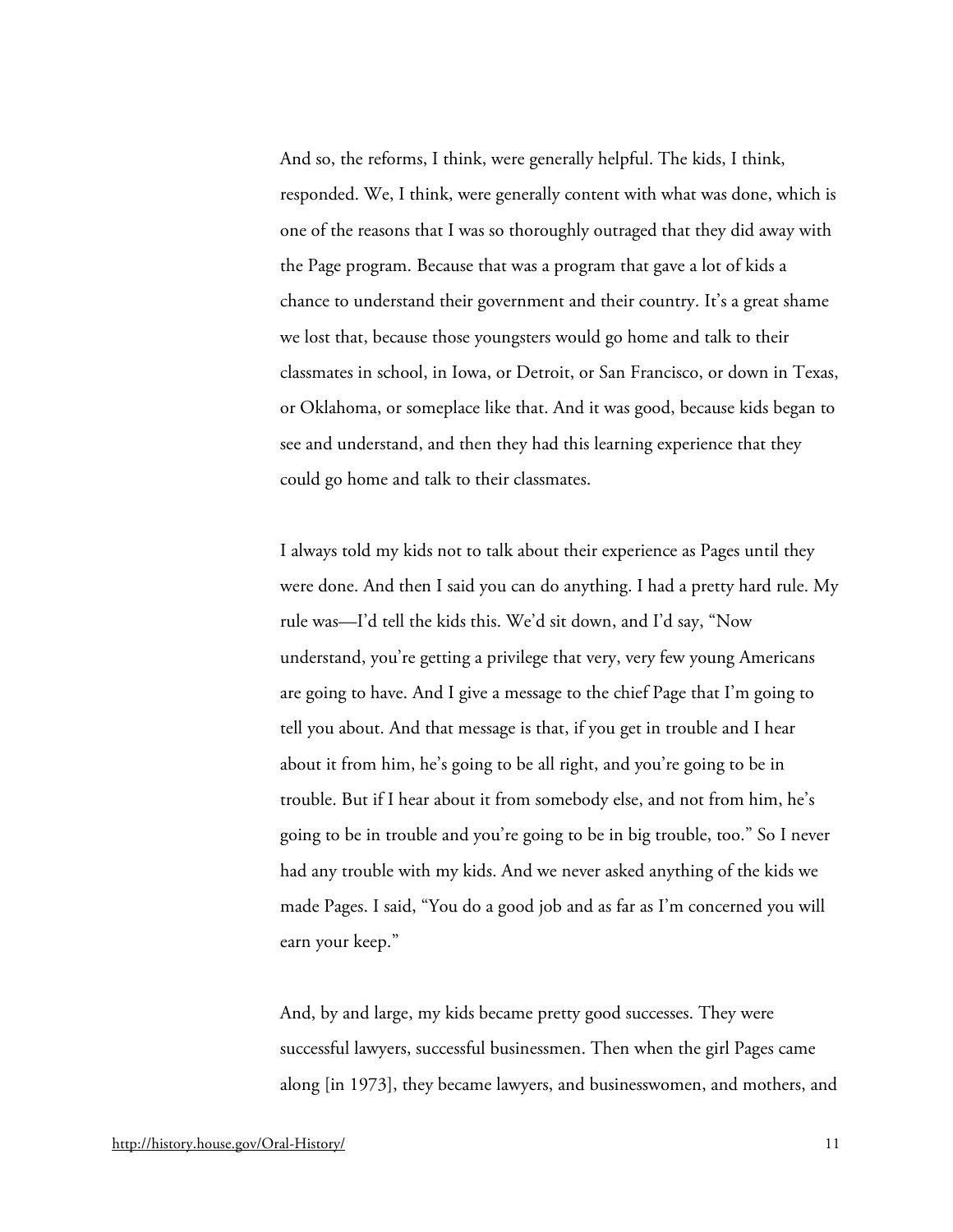And so, the reforms, I think, were generally helpful. The kids, I think, responded. We, I think, were generally content with what was done, which is one of the reasons that I was so thoroughly outraged that they did away with the Page program. Because that was a program that gave a lot of kids a chance to understand their government and their country. It's a great shame we lost that, because those youngsters would go home and talk to their classmates in school, in Iowa, or Detroit, or San Francisco, or down in Texas, or Oklahoma, or someplace like that. And it was good, because kids began to see and understand, and then they had this learning experience that they could go home and talk to their classmates.

I always told my kids not to talk about their experience as Pages until they were done. And then I said you can do anything. I had a pretty hard rule. My rule was—I'd tell the kids this. We'd sit down, and I'd say, "Now understand, you're getting a privilege that very, very few young Americans are going to have. And I give a message to the chief Page that I'm going to tell you about. And that message is that, if you get in trouble and I hear about it from him, he's going to be all right, and you're going to be in trouble. But if I hear about it from somebody else, and not from him, he's going to be in trouble and you're going to be in big trouble, too." So I never had any trouble with my kids. And we never asked anything of the kids we made Pages. I said, "You do a good job and as far as I'm concerned you will earn your keep."

And, by and large, my kids became pretty good successes. They were successful lawyers, successful businessmen. Then when the girl Pages came along [in 1973], they became lawyers, and businesswomen, and mothers, and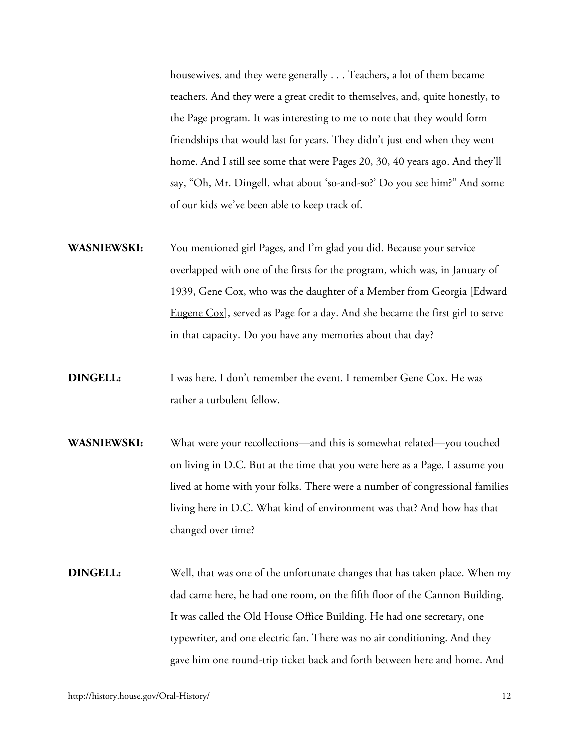housewives, and they were generally . . . Teachers, a lot of them became teachers. And they were a great credit to themselves, and, quite honestly, to the Page program. It was interesting to me to note that they would form friendships that would last for years. They didn't just end when they went home. And I still see some that were Pages 20, 30, 40 years ago. And they'll say, "Oh, Mr. Dingell, what about 'so-and-so?' Do you see him?" And some of our kids we've been able to keep track of.

**WASNIEWSKI:** You mentioned girl Pages, and I'm glad you did. Because your service overlapped with one of the firsts for the program, which was, in January of 1939, Gene Cox, who was the daughter of a Member from Georgia [Edward Eugene Cox], served as Page for a day. And she became the first girl to serve in that capacity. Do you have any memories about that day?

**DINGELL:** I was here. I don't remember the event. I remember Gene Cox. He was rather a turbulent fellow.

**WASNIEWSKI:** What were your recollections—and this is somewhat related—you touched on living in D.C. But at the time that you were here as a Page, I assume you lived at home with your folks. There were a number of congressional families living here in D.C. What kind of environment was that? And how has that changed over time?

**DINGELL:** Well, that was one of the unfortunate changes that has taken place. When my dad came here, he had one room, on the fifth floor of the Cannon Building. It was called the Old House Office Building. He had one secretary, one typewriter, and one electric fan. There was no air conditioning. And they gave him one round-trip ticket back and forth between here and home. And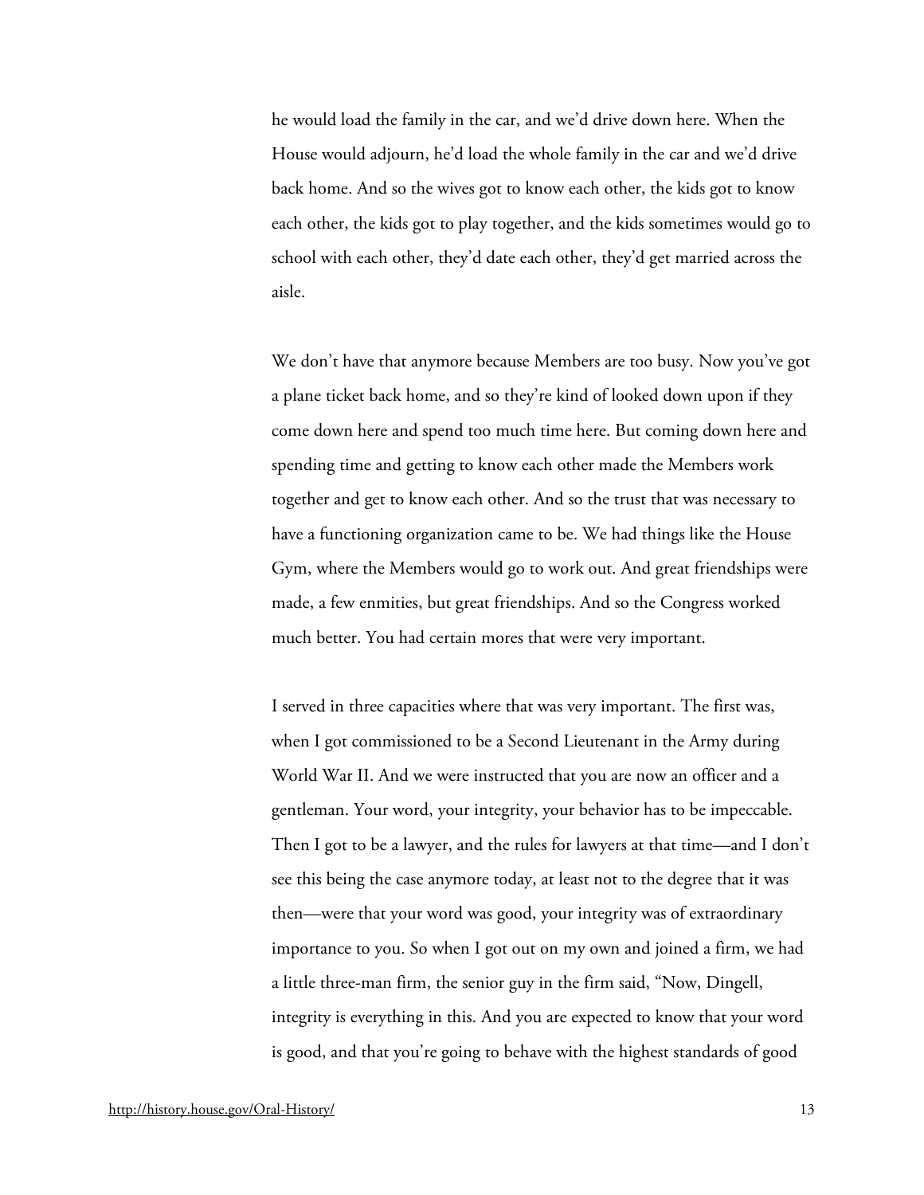he would load the family in the car, and we'd drive down here. When the House would adjourn, he'd load the whole family in the car and we'd drive back home. And so the wives got to know each other, the kids got to know each other, the kids got to play together, and the kids sometimes would go to school with each other, they'd date each other, they'd get married across the aisle.

We don't have that anymore because Members are too busy. Now you've got a plane ticket back home, and so they're kind of looked down upon if they come down here and spend too much time here. But coming down here and spending time and getting to know each other made the Members work together and get to know each other. And so the trust that was necessary to have a functioning organization came to be. We had things like the House Gym, where the Members would go to work out. And great friendships were made, a few enmities, but great friendships. And so the Congress worked much better. You had certain mores that were very important.

I served in three capacities where that was very important. The first was, when I got commissioned to be a Second Lieutenant in the Army during World War II. And we were instructed that you are now an officer and a gentleman. Your word, your integrity, your behavior has to be impeccable. Then I got to be a lawyer, and the rules for lawyers at that time—and I don't see this being the case anymore today, at least not to the degree that it was then—were that your word was good, your integrity was of extraordinary importance to you. So when I got out on my own and joined a firm, we had a little three-man firm, the senior guy in the firm said, "Now, Dingell, integrity is everything in this. And you are expected to know that your word is good, and that you're going to behave with the highest standards of good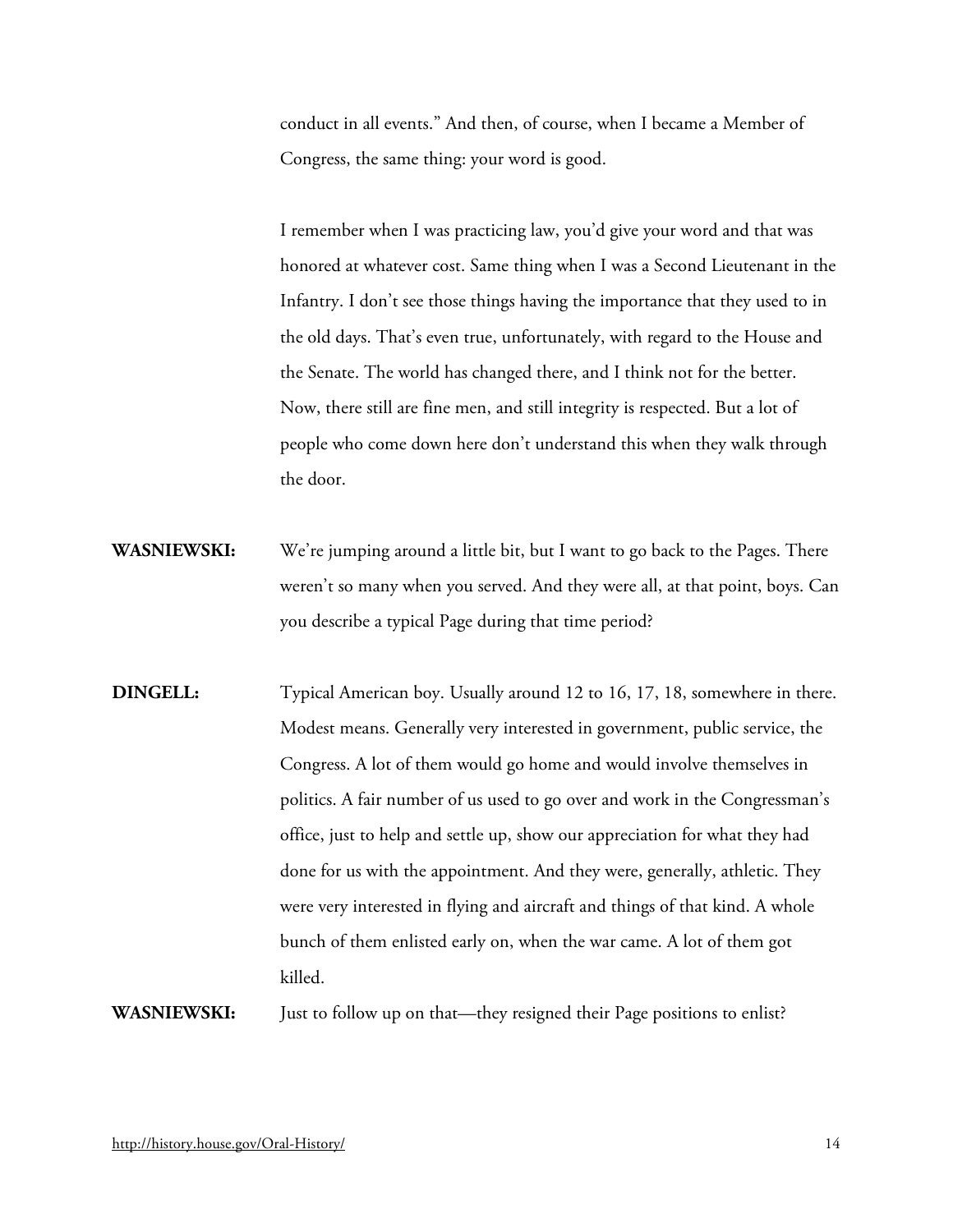conduct in all events." And then, of course, when I became a Member of Congress, the same thing: your word is good.

I remember when I was practicing law, you'd give your word and that was honored at whatever cost. Same thing when I was a Second Lieutenant in the Infantry. I don't see those things having the importance that they used to in the old days. That's even true, unfortunately, with regard to the House and the Senate. The world has changed there, and I think not for the better. Now, there still are fine men, and still integrity is respected. But a lot of people who come down here don't understand this when they walk through the door.

**WASNIEWSKI:** We're jumping around a little bit, but I want to go back to the Pages. There weren't so many when you served. And they were all, at that point, boys. Can you describe a typical Page during that time period?

**DINGELL:** Typical American boy. Usually around 12 to 16, 17, 18, somewhere in there. Modest means. Generally very interested in government, public service, the Congress. A lot of them would go home and would involve themselves in politics. A fair number of us used to go over and work in the Congressman's office, just to help and settle up, show our appreciation for what they had done for us with the appointment. And they were, generally, athletic. They were very interested in flying and aircraft and things of that kind. A whole bunch of them enlisted early on, when the war came. A lot of them got killed.

**WASNIEWSKI:** Just to follow up on that—they resigned their Page positions to enlist?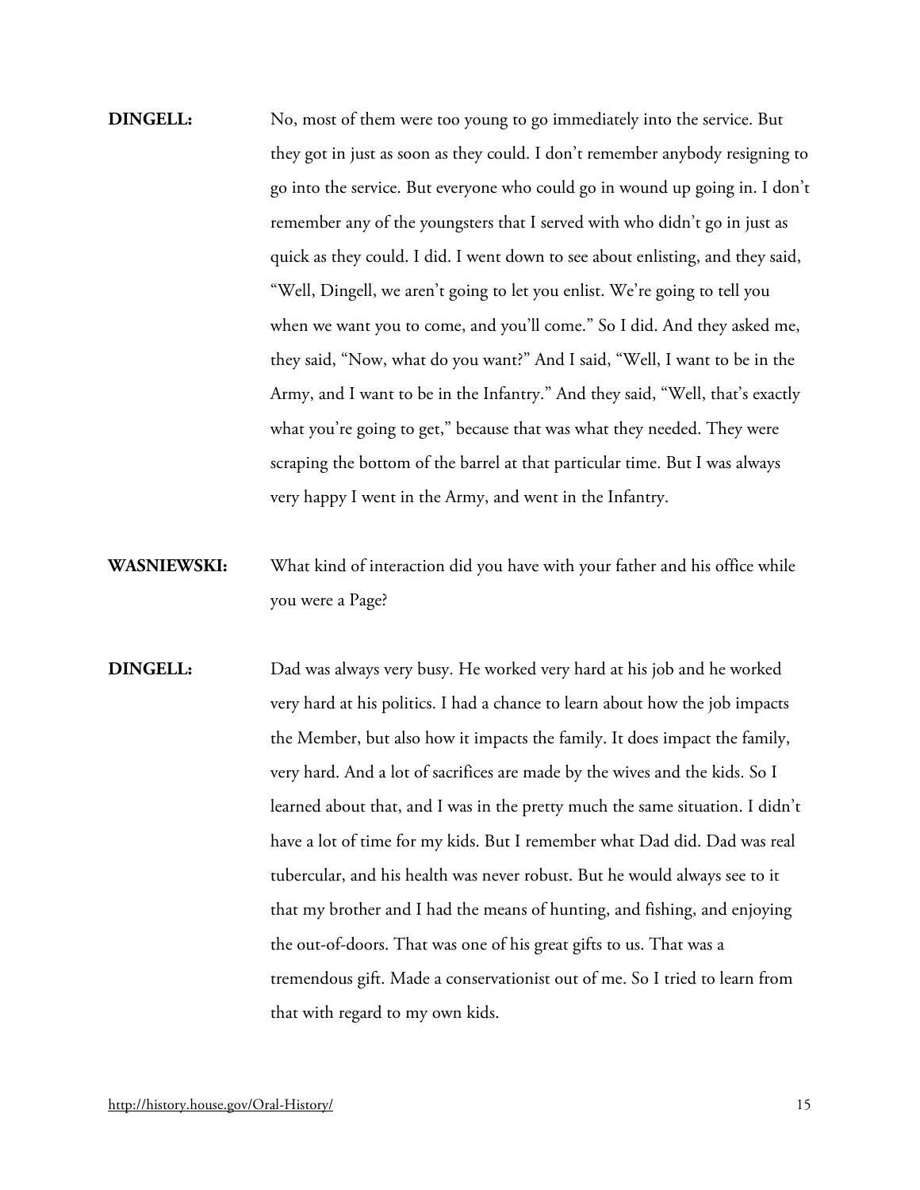**DINGELL:** No, most of them were too young to go immediately into the service. But they got in just as soon as they could. I don't remember anybody resigning to go into the service. But everyone who could go in wound up going in. I don't remember any of the youngsters that I served with who didn't go in just as quick as they could. I did. I went down to see about enlisting, and they said, "Well, Dingell, we aren't going to let you enlist. We're going to tell you when we want you to come, and you'll come." So I did. And they asked me, they said, "Now, what do you want?" And I said, "Well, I want to be in the Army, and I want to be in the Infantry." And they said, "Well, that's exactly what you're going to get," because that was what they needed. They were scraping the bottom of the barrel at that particular time. But I was always very happy I went in the Army, and went in the Infantry.

**WASNIEWSKI:** What kind of interaction did you have with your father and his office while you were a Page?

**DINGELL:** Dad was always very busy. He worked very hard at his job and he worked very hard at his politics. I had a chance to learn about how the job impacts the Member, but also how it impacts the family. It does impact the family, very hard. And a lot of sacrifices are made by the wives and the kids. So I learned about that, and I was in the pretty much the same situation. I didn't have a lot of time for my kids. But I remember what Dad did. Dad was real tubercular, and his health was never robust. But he would always see to it that my brother and I had the means of hunting, and fishing, and enjoying the out-of-doors. That was one of his great gifts to us. That was a tremendous gift. Made a conservationist out of me. So I tried to learn from that with regard to my own kids.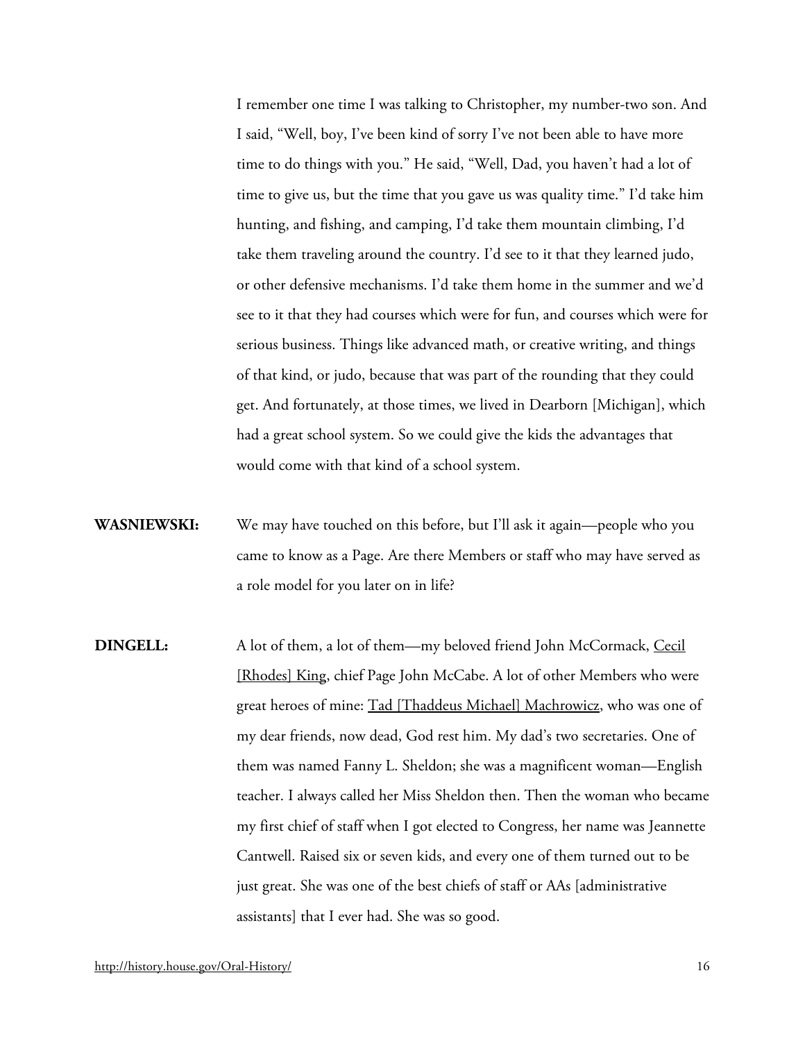I remember one time I was talking to Christopher, my number-two son. And I said, "Well, boy, I've been kind of sorry I've not been able to have more time to do things with you." He said, "Well, Dad, you haven't had a lot of time to give us, but the time that you gave us was quality time." I'd take him hunting, and fishing, and camping, I'd take them mountain climbing, I'd take them traveling around the country. I'd see to it that they learned judo, or other defensive mechanisms. I'd take them home in the summer and we'd see to it that they had courses which were for fun, and courses which were for serious business. Things like advanced math, or creative writing, and things of that kind, or judo, because that was part of the rounding that they could get. And fortunately, at those times, we lived in Dearborn [Michigan], which had a great school system. So we could give the kids the advantages that would come with that kind of a school system.

**WASNIEWSKI:** We may have touched on this before, but I'll ask it again—people who you came to know as a Page. Are there Members or staff who may have served as a role model for you later on in life?

**DINGELL:** A lot of them, a lot of them—my beloved friend John McCormack, Cecil [Rhodes] King, chief Page John McCabe. A lot of other Members who were great heroes of mine: Tad [Thaddeus Michael] Machrowicz, who was one of my dear friends, now dead, God rest him. My dad's two secretaries. One of them was named Fanny L. Sheldon; she was a magnificent woman—English teacher. I always called her Miss Sheldon then. Then the woman who became my first chief of staff when I got elected to Congress, her name was Jeannette Cantwell. Raised six or seven kids, and every one of them turned out to be just great. She was one of the best chiefs of staff or AAs [administrative assistants] that I ever had. She was so good.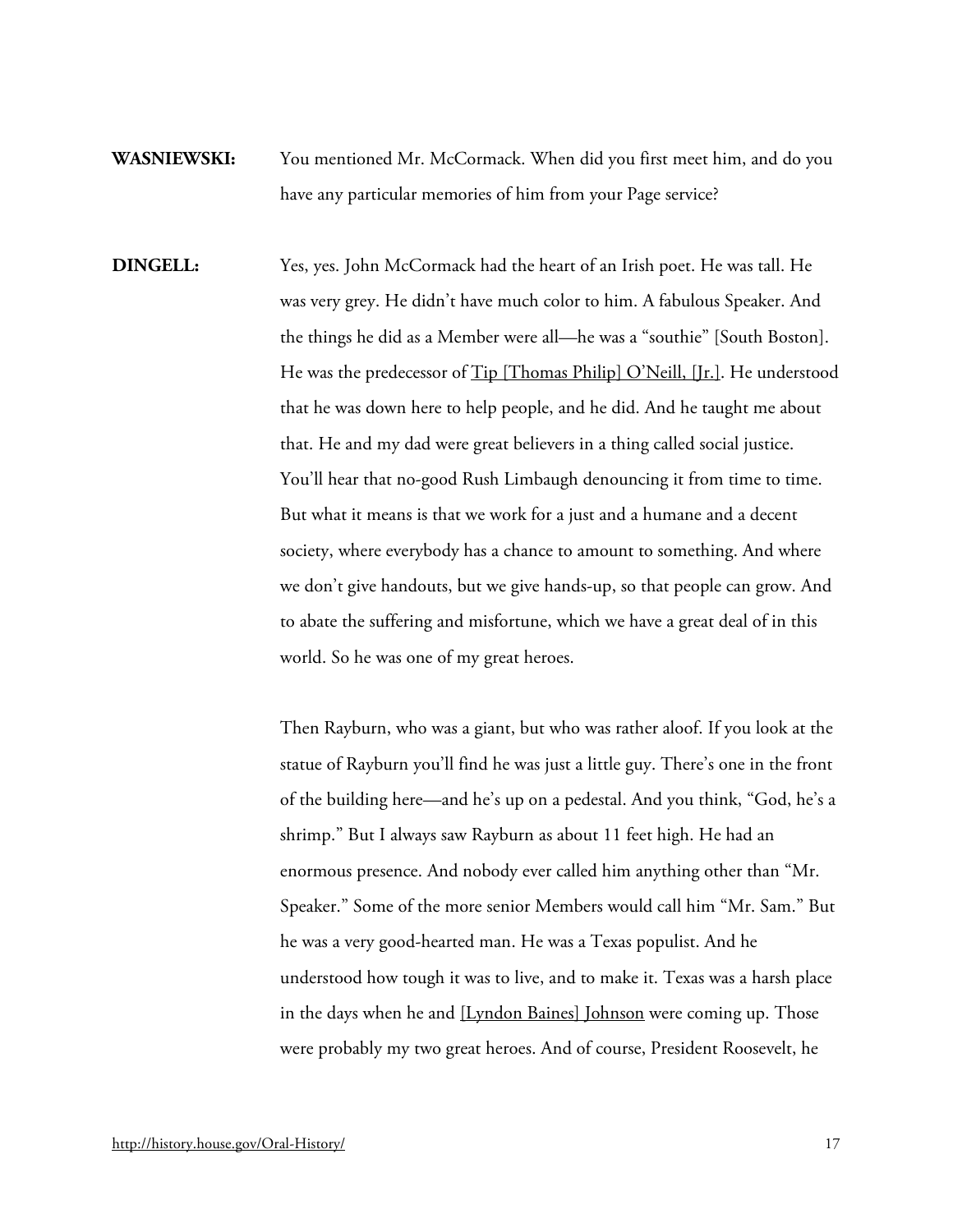**WASNIEWSKI:** You mentioned Mr. McCormack. When did you first meet him, and do you have any particular memories of him from your Page service?

**DINGELL:** Yes, yes. John McCormack had the heart of an Irish poet. He was tall. He was very grey. He didn't have much color to him. A fabulous Speaker. And the things he did as a Member were all—he was a "southie" [South Boston]. He was the predecessor of Tip [Thomas Philip] O'Neill, [Jr.]. He understood that he was down here to help people, and he did. And he taught me about that. He and my dad were great believers in a thing called social justice. You'll hear that no-good Rush Limbaugh denouncing it from time to time. But what it means is that we work for a just and a humane and a decent society, where everybody has a chance to amount to something. And where we don't give handouts, but we give hands-up, so that people can grow. And to abate the suffering and misfortune, which we have a great deal of in this world. So he was one of my great heroes.

Then Rayburn, who was a giant, but who was rather aloof. If you look at the statue of Rayburn you'll find he was just a little guy. There's one in the front of the building here—and he's up on a pedestal. And you think, "God, he's a shrimp." But I always saw Rayburn as about 11 feet high. He had an enormous presence. And nobody ever called him anything other than "Mr. Speaker." Some of the more senior Members would call him "Mr. Sam." But he was a very good-hearted man. He was a Texas populist. And he understood how tough it was to live, and to make it. Texas was a harsh place in the days when he and [Lyndon Baines] Johnson were coming up. Those were probably my two great heroes. And of course, President Roosevelt, he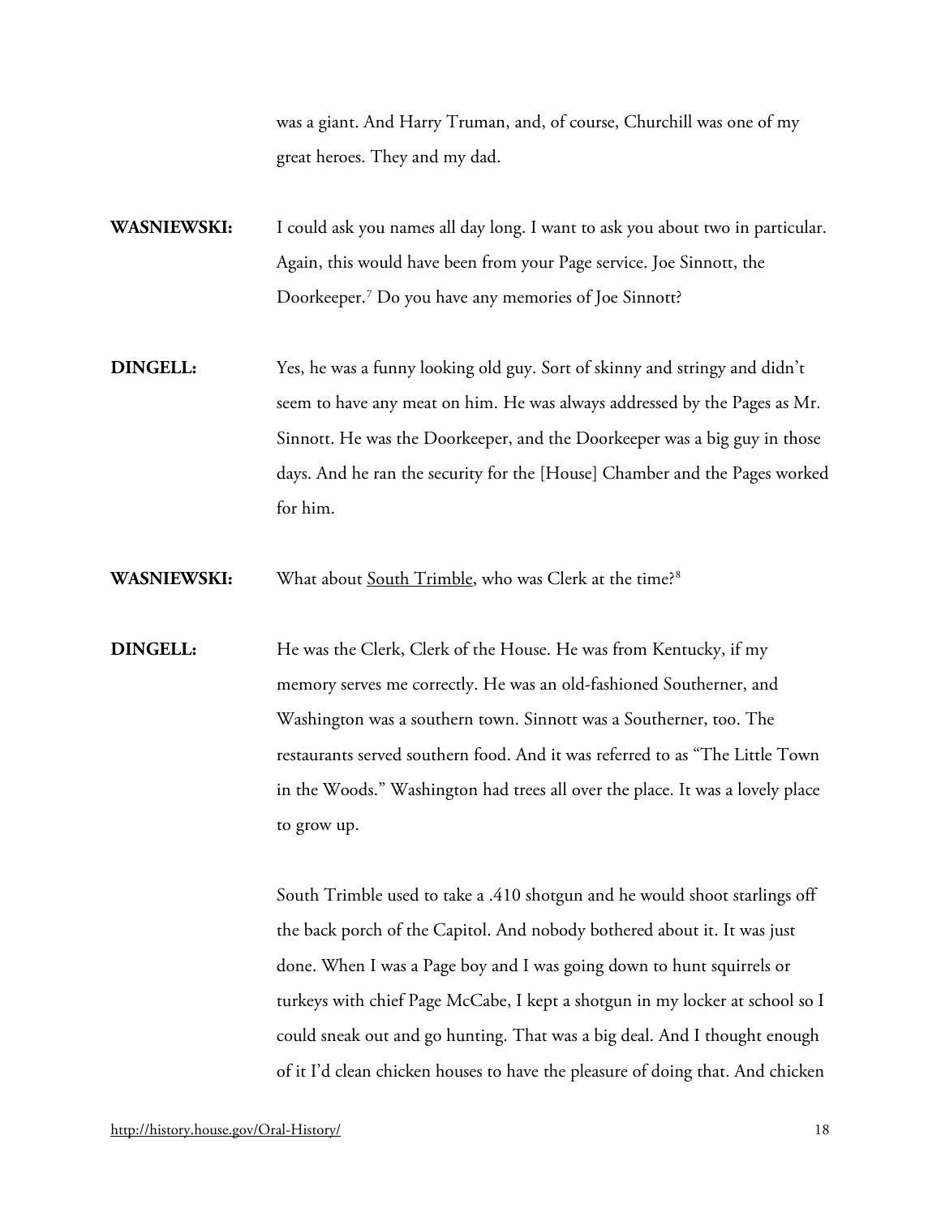was a giant. And Harry Truman, and, of course, Churchill was one of my great heroes. They and my dad.

**WASNIEWSKI:** I could ask you names all day long. I want to ask you about two in particular. Again, this would have been from your Page service. Joe Sinnott, the Doorkeeper.[7] Do you have any memories of Joe Sinnott?

**DINGELL:** Yes, he was a funny looking old guy. Sort of skinny and stringy and didn't seem to have any meat on him. He was always addressed by the Pages as Mr. Sinnott. He was the Doorkeeper, and the Doorkeeper was a big guy in those days. And he ran the security for the [House] Chamber and the Pages worked for him.

**WASNIEWSKI:** What about South Trimble, who was Clerk at the time?[8]

**DINGELL:** He was the Clerk, Clerk of the House. He was from Kentucky, if my memory serves me correctly. He was an old-fashioned Southerner, and Washington was a southern town. Sinnott was a Southerner, too. The restaurants served southern food. And it was referred to as "The Little Town in the Woods." Washington had trees all over the place. It was a lovely place to grow up.

South Trimble used to take a .410 shotgun and he would shoot starlings off the back porch of the Capitol. And nobody bothered about it. It was just done. When I was a Page boy and I was going down to hunt squirrels or turkeys with chief Page McCabe, I kept a shotgun in my locker at school so I could sneak out and go hunting. That was a big deal. And I thought enough of it I'd clean chicken houses to have the pleasure of doing that. And chicken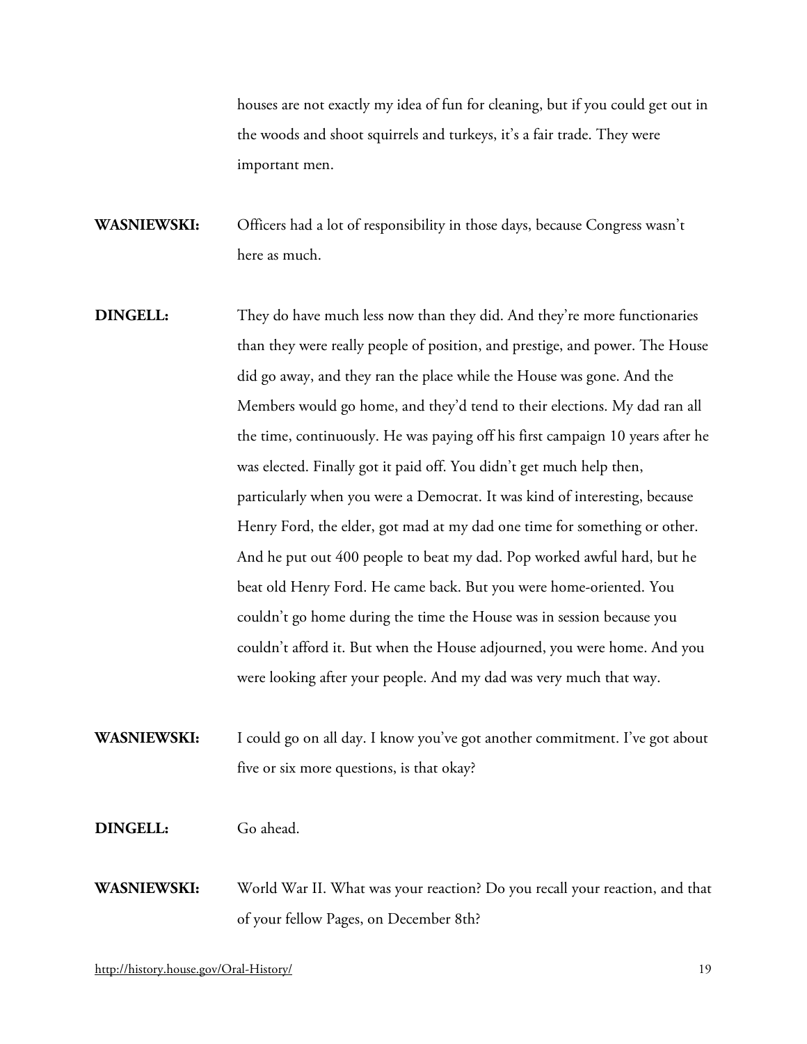houses are not exactly my idea of fun for cleaning, but if you could get out in the woods and shoot squirrels and turkeys, it's a fair trade. They were important men.

**WASNIEWSKI:** Officers had a lot of responsibility in those days, because Congress wasn't here as much.

**DINGELL:** They do have much less now than they did. And they're more functionaries than they were really people of position, and prestige, and power. The House did go away, and they ran the place while the House was gone. And the Members would go home, and they'd tend to their elections. My dad ran all the time, continuously. He was paying off his first campaign 10 years after he was elected. Finally got it paid off. You didn't get much help then, particularly when you were a Democrat. It was kind of interesting, because Henry Ford, the elder, got mad at my dad one time for something or other. And he put out 400 people to beat my dad. Pop worked awful hard, but he beat old Henry Ford. He came back. But you were home-oriented. You couldn't go home during the time the House was in session because you couldn't afford it. But when the House adjourned, you were home. And you were looking after your people. And my dad was very much that way.

**WASNIEWSKI:** I could go on all day. I know you've got another commitment. I've got about five or six more questions, is that okay?

**DINGELL:** Go ahead.

**WASNIEWSKI:** World War II. What was your reaction? Do you recall your reaction, and that of your fellow Pages, on December 8th?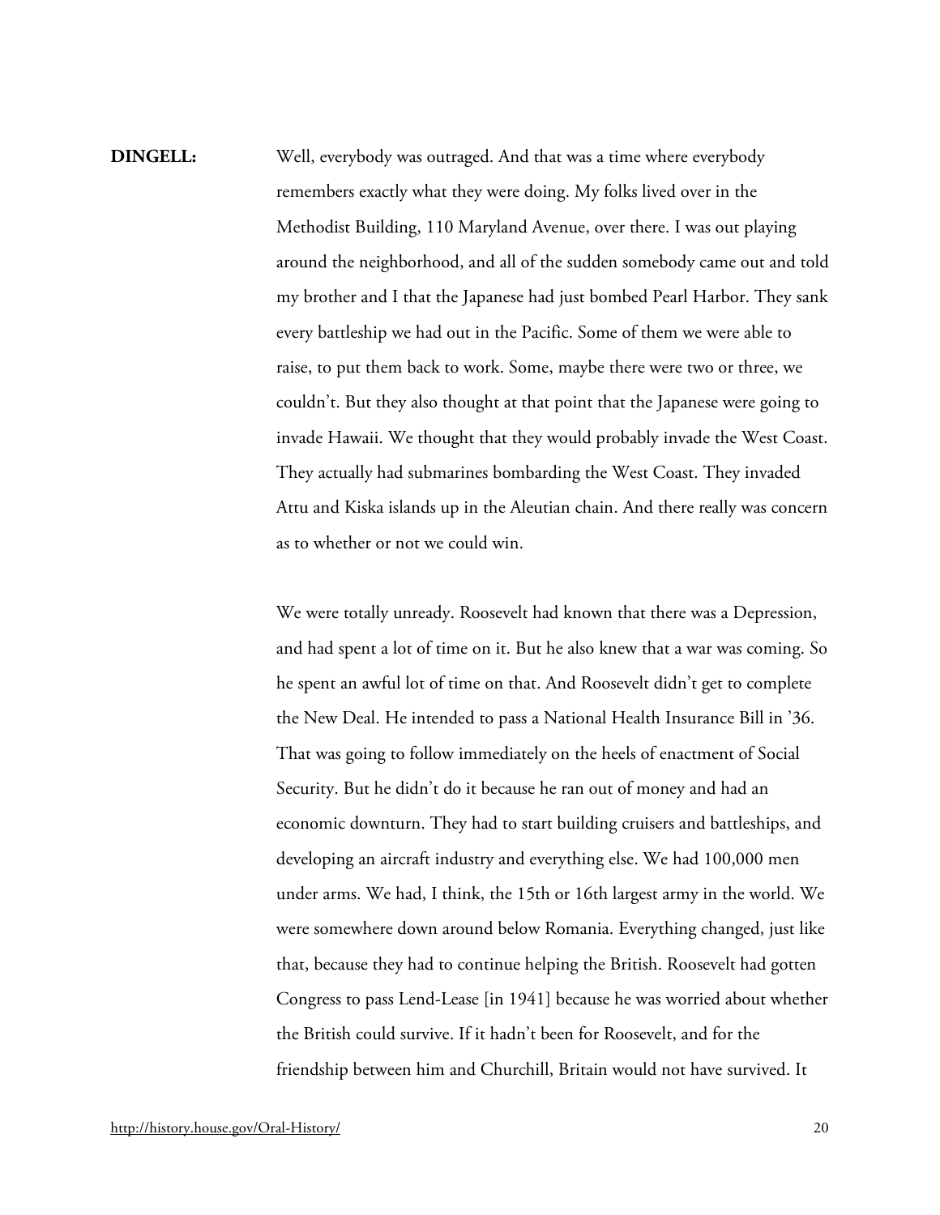**DINGELL:** Well, everybody was outraged. And that was a time where everybody remembers exactly what they were doing. My folks lived over in the Methodist Building, 110 Maryland Avenue, over there. I was out playing around the neighborhood, and all of the sudden somebody came out and told my brother and I that the Japanese had just bombed Pearl Harbor. They sank every battleship we had out in the Pacific. Some of them we were able to raise, to put them back to work. Some, maybe there were two or three, we couldn't. But they also thought at that point that the Japanese were going to invade Hawaii. We thought that they would probably invade the West Coast. They actually had submarines bombarding the West Coast. They invaded Attu and Kiska islands up in the Aleutian chain. And there really was concern as to whether or not we could win.

We were totally unready. Roosevelt had known that there was a Depression, and had spent a lot of time on it. But he also knew that a war was coming. So he spent an awful lot of time on that. And Roosevelt didn't get to complete the New Deal. He intended to pass a National Health Insurance Bill in '36. That was going to follow immediately on the heels of enactment of Social Security. But he didn't do it because he ran out of money and had an economic downturn. They had to start building cruisers and battleships, and developing an aircraft industry and everything else. We had 100,000 men under arms. We had, I think, the 15th or 16th largest army in the world. We were somewhere down around below Romania. Everything changed, just like that, because they had to continue helping the British. Roosevelt had gotten Congress to pass Lend-Lease [in 1941] because he was worried about whether the British could survive. If it hadn't been for Roosevelt, and for the friendship between him and Churchill, Britain would not have survived. It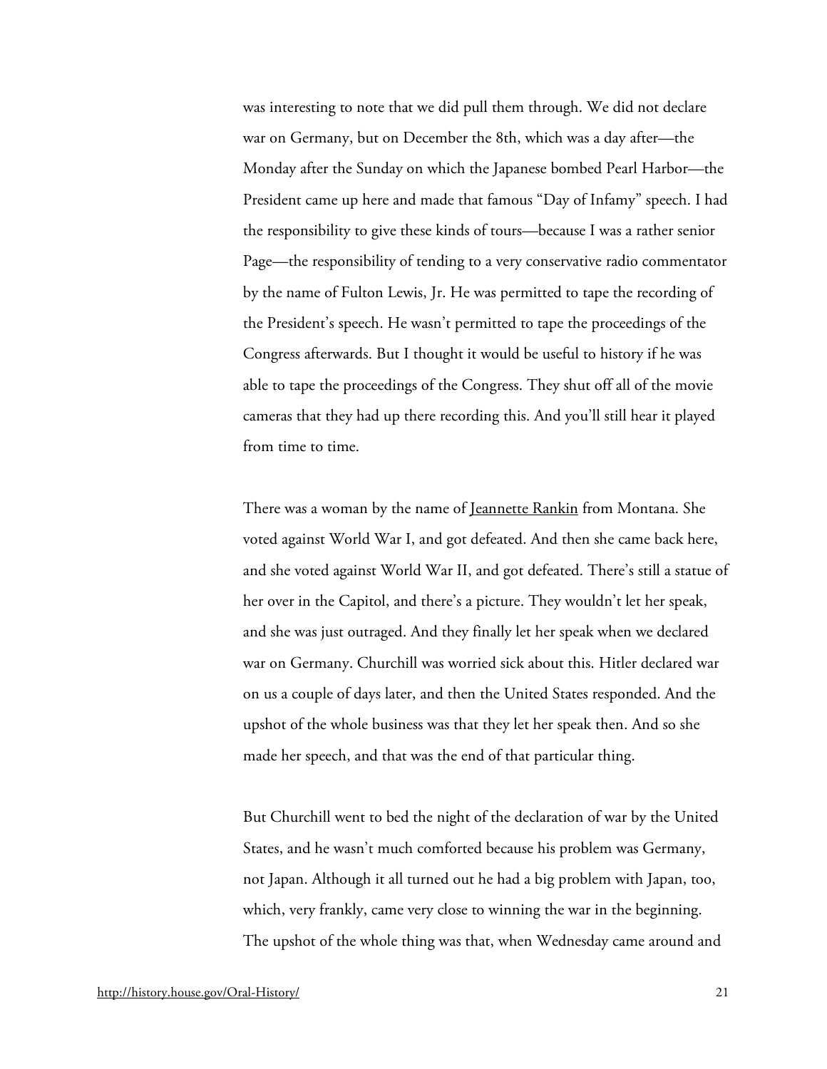was interesting to note that we did pull them through. We did not declare war on Germany, but on December the 8th, which was a day after—the Monday after the Sunday on which the Japanese bombed Pearl Harbor—the President came up here and made that famous "Day of Infamy" speech. I had the responsibility to give these kinds of tours—because I was a rather senior Page—the responsibility of tending to a very conservative radio commentator by the name of Fulton Lewis, Jr. He was permitted to tape the recording of the President's speech. He wasn't permitted to tape the proceedings of the Congress afterwards. But I thought it would be useful to history if he was able to tape the proceedings of the Congress. They shut off all of the movie cameras that they had up there recording this. And you'll still hear it played from time to time.

There was a woman by the name of Jeannette Rankin from Montana. She voted against World War I, and got defeated. And then she came back here, and she voted against World War II, and got defeated. There's still a statue of her over in the Capitol, and there's a picture. They wouldn't let her speak, and she was just outraged. And they finally let her speak when we declared war on Germany. Churchill was worried sick about this. Hitler declared war on us a couple of days later, and then the United States responded. And the upshot of the whole business was that they let her speak then. And so she made her speech, and that was the end of that particular thing.

But Churchill went to bed the night of the declaration of war by the United States, and he wasn't much comforted because his problem was Germany, not Japan. Although it all turned out he had a big problem with Japan, too, which, very frankly, came very close to winning the war in the beginning. The upshot of the whole thing was that, when Wednesday came around and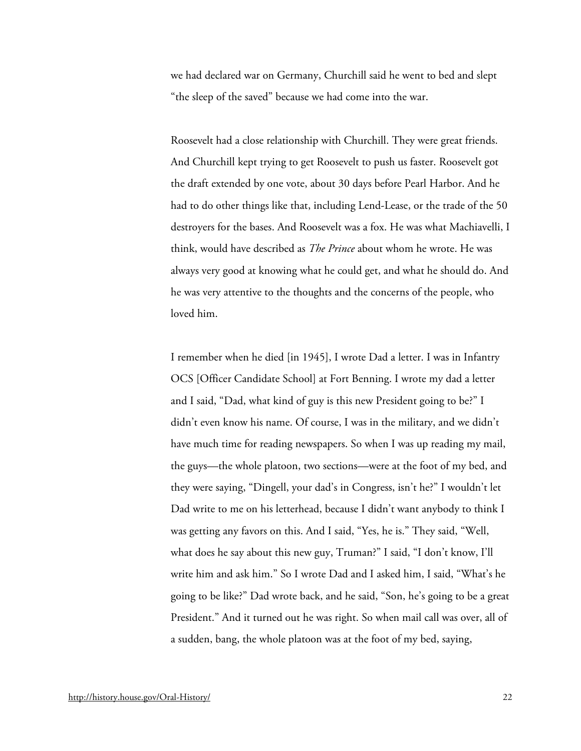we had declared war on Germany, Churchill said he went to bed and slept "the sleep of the saved" because we had come into the war.

Roosevelt had a close relationship with Churchill. They were great friends. And Churchill kept trying to get Roosevelt to push us faster. Roosevelt got the draft extended by one vote, about 30 days before Pearl Harbor. And he had to do other things like that, including Lend-Lease, or the trade of the 50 destroyers for the bases. And Roosevelt was a fox. He was what Machiavelli, I think, would have described as *The Prince* about whom he wrote. He was always very good at knowing what he could get, and what he should do. And he was very attentive to the thoughts and the concerns of the people, who loved him.

I remember when he died [in 1945], I wrote Dad a letter. I was in Infantry OCS [Officer Candidate School] at Fort Benning. I wrote my dad a letter and I said, "Dad, what kind of guy is this new President going to be?" I didn't even know his name. Of course, I was in the military, and we didn't have much time for reading newspapers. So when I was up reading my mail, the guys—the whole platoon, two sections—were at the foot of my bed, and they were saying, "Dingell, your dad's in Congress, isn't he?" I wouldn't let Dad write to me on his letterhead, because I didn't want anybody to think I was getting any favors on this. And I said, "Yes, he is." They said, "Well, what does he say about this new guy, Truman?" I said, "I don't know, I'll write him and ask him." So I wrote Dad and I asked him, I said, "What's he going to be like?" Dad wrote back, and he said, "Son, he's going to be a great President." And it turned out he was right. So when mail call was over, all of a sudden, bang, the whole platoon was at the foot of my bed, saying,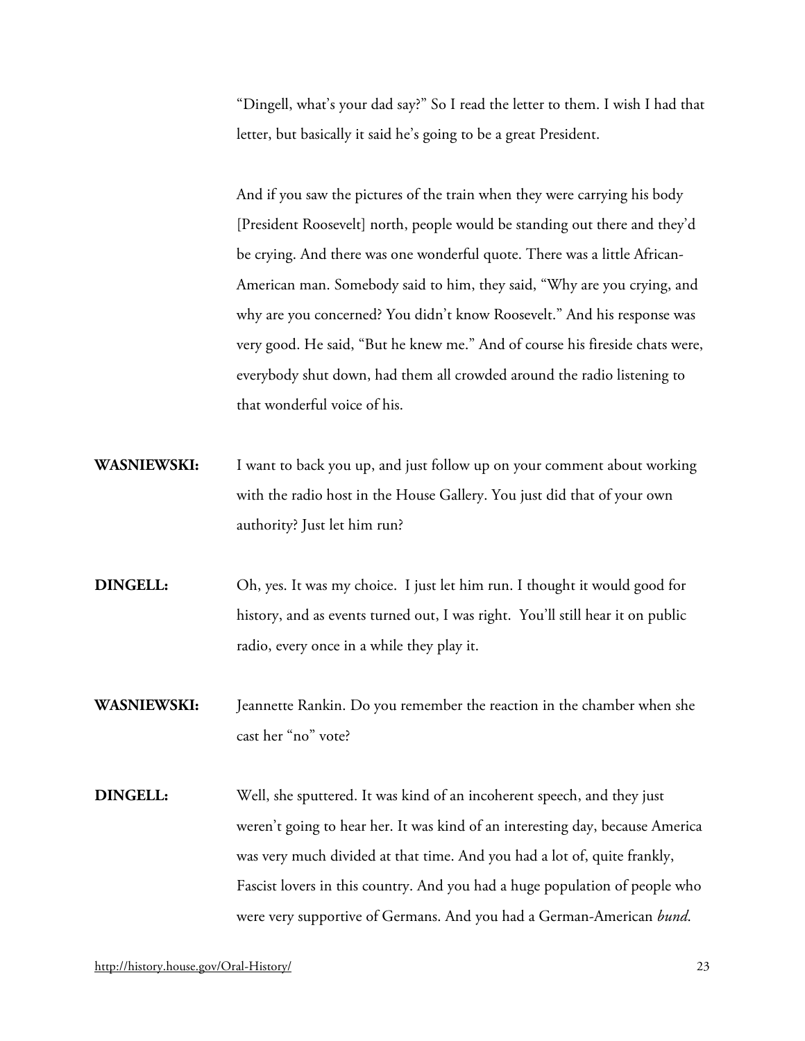"Dingell, what's your dad say?" So I read the letter to them. I wish I had that letter, but basically it said he's going to be a great President.

And if you saw the pictures of the train when they were carrying his body [President Roosevelt] north, people would be standing out there and they'd be crying. And there was one wonderful quote. There was a little African-American man. Somebody said to him, they said, "Why are you crying, and why are you concerned? You didn't know Roosevelt." And his response was very good. He said, "But he knew me." And of course his fireside chats were, everybody shut down, had them all crowded around the radio listening to that wonderful voice of his.

**WASNIEWSKI:** I want to back you up, and just follow up on your comment about working with the radio host in the House Gallery. You just did that of your own authority? Just let him run?

**DINGELL:** Oh, yes. It was my choice. I just let him run. I thought it would good for history, and as events turned out, I was right. You'll still hear it on public radio, every once in a while they play it.

**WASNIEWSKI:** Jeannette Rankin. Do you remember the reaction in the chamber when she cast her "no" vote?

**DINGELL:** Well, she sputtered. It was kind of an incoherent speech, and they just weren't going to hear her. It was kind of an interesting day, because America was very much divided at that time. And you had a lot of, quite frankly, Fascist lovers in this country. And you had a huge population of people who were very supportive of Germans. And you had a German-American *bund*.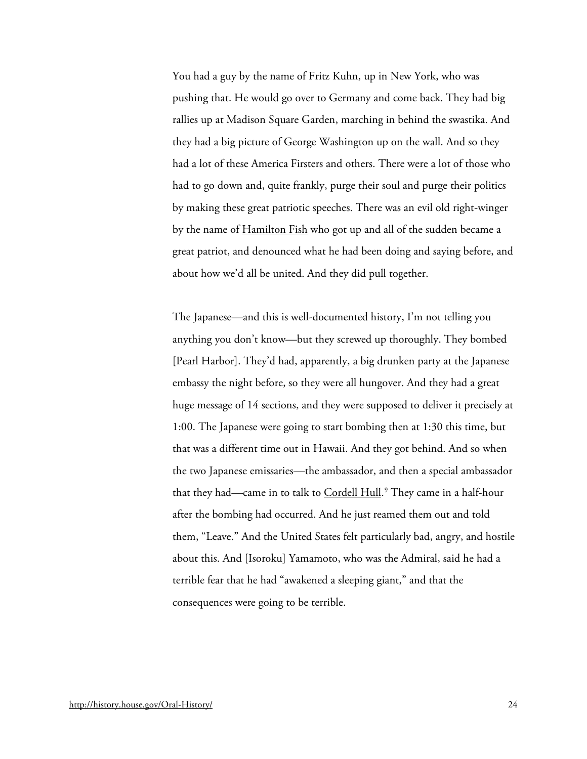You had a guy by the name of Fritz Kuhn, up in New York, who was pushing that. He would go over to Germany and come back. They had big rallies up at Madison Square Garden, marching in behind the swastika. And they had a big picture of George Washington up on the wall. And so they had a lot of these America Firsters and others. There were a lot of those who had to go down and, quite frankly, purge their soul and purge their politics by making these great patriotic speeches. There was an evil old right-winger by the name of Hamilton Fish who got up and all of the sudden became a great patriot, and denounced what he had been doing and saying before, and about how we'd all be united. And they did pull together.

The Japanese—and this is well-documented history, I'm not telling you anything you don't know—but they screwed up thoroughly. They bombed [Pearl Harbor]. They'd had, apparently, a big drunken party at the Japanese embassy the night before, so they were all hungover. And they had a great huge message of 14 sections, and they were supposed to deliver it precisely at 1:00. The Japanese were going to start bombing then at 1:30 this time, but that was a different time out in Hawaii. And they got behind. And so when the two Japanese emissaries—the ambassador, and then a special ambassador that they had—came in to talk to Cordell Hull.[9] They came in a half-hour after the bombing had occurred. And he just reamed them out and told them, "Leave." And the United States felt particularly bad, angry, and hostile about this. And [Isoroku] Yamamoto, who was the Admiral, said he had a terrible fear that he had "awakened a sleeping giant," and that the consequences were going to be terrible.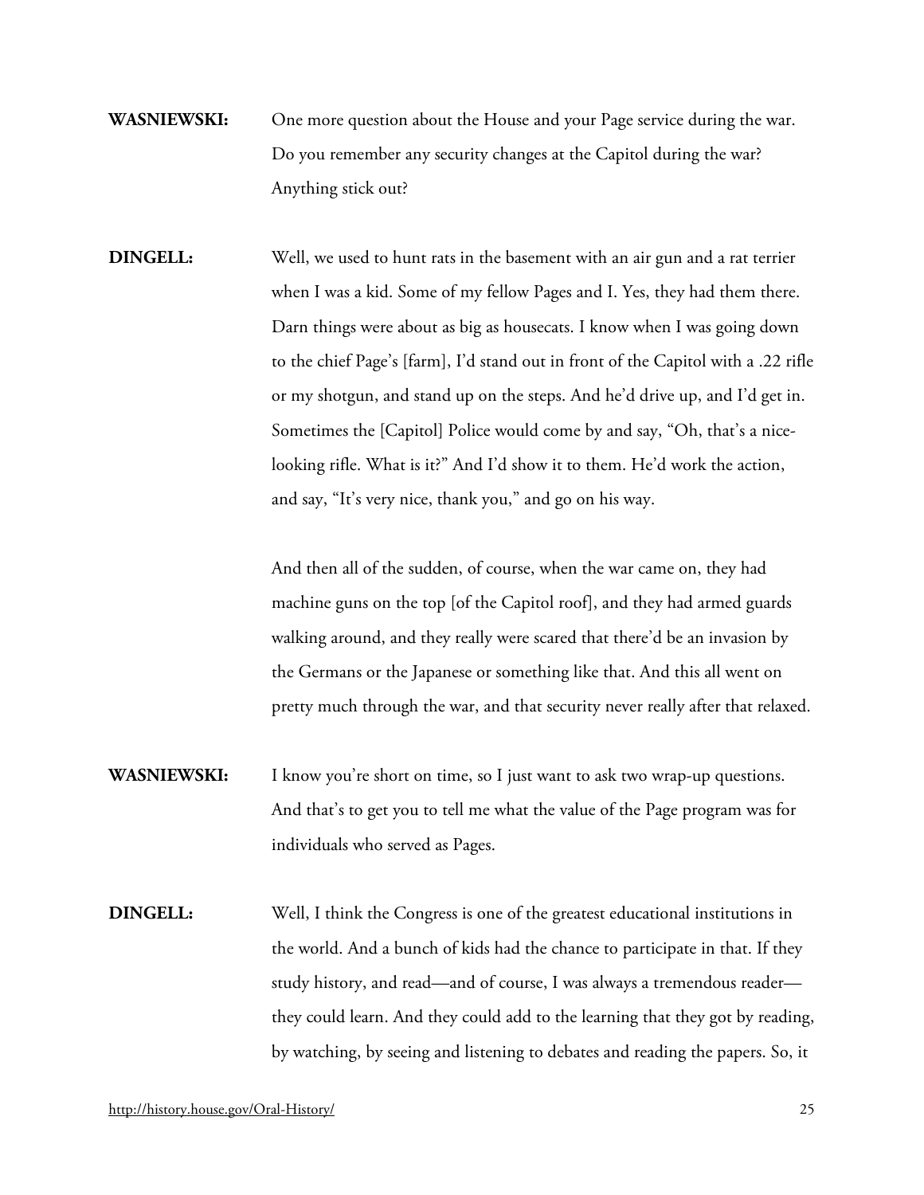**WASNIEWSKI:** One more question about the House and your Page service during the war. Do you remember any security changes at the Capitol during the war? Anything stick out?

**DINGELL:** Well, we used to hunt rats in the basement with an air gun and a rat terrier when I was a kid. Some of my fellow Pages and I. Yes, they had them there. Darn things were about as big as housecats. I know when I was going down to the chief Page's [farm], I'd stand out in front of the Capitol with a .22 rifle or my shotgun, and stand up on the steps. And he'd drive up, and I'd get in. Sometimes the [Capitol] Police would come by and say, "Oh, that's a nice-looking rifle. What is it?" And I'd show it to them. He'd work the action, and say, "It's very nice, thank you," and go on his way.

And then all of the sudden, of course, when the war came on, they had machine guns on the top [of the Capitol roof], and they had armed guards walking around, and they really were scared that there'd be an invasion by the Germans or the Japanese or something like that. And this all went on pretty much through the war, and that security never really after that relaxed.

**WASNIEWSKI:** I know you're short on time, so I just want to ask two wrap-up questions. And that's to get you to tell me what the value of the Page program was for individuals who served as Pages.

**DINGELL:** Well, I think the Congress is one of the greatest educational institutions in the world. And a bunch of kids had the chance to participate in that. If they study history, and read—and of course, I was always a tremendous reader—they could learn. And they could add to the learning that they got by reading, by watching, by seeing and listening to debates and reading the papers. So, it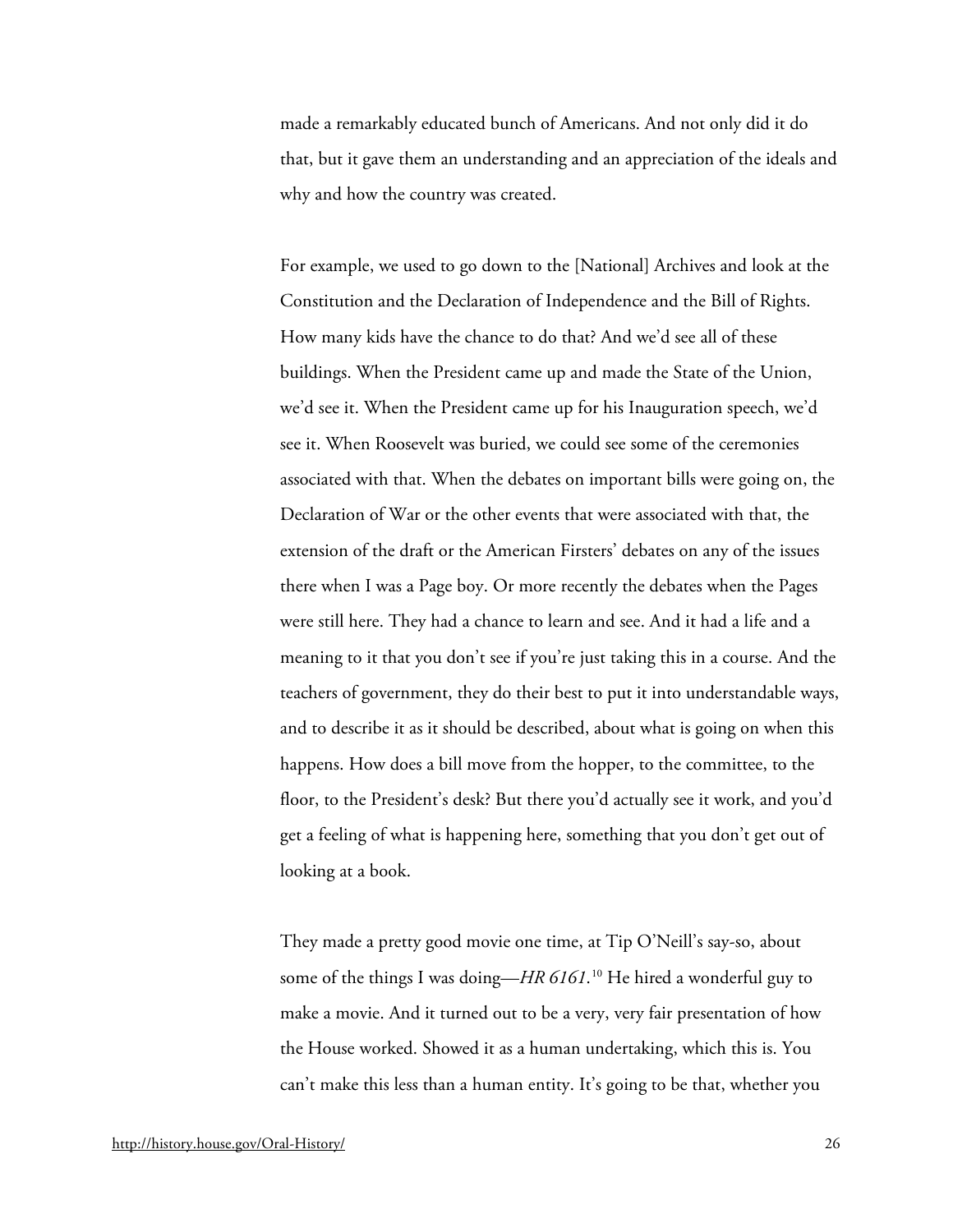made a remarkably educated bunch of Americans. And not only did it do that, but it gave them an understanding and an appreciation of the ideals and why and how the country was created.

For example, we used to go down to the [National] Archives and look at the Constitution and the Declaration of Independence and the Bill of Rights. How many kids have the chance to do that? And we'd see all of these buildings. When the President came up and made the State of the Union, we'd see it. When the President came up for his Inauguration speech, we'd see it. When Roosevelt was buried, we could see some of the ceremonies associated with that. When the debates on important bills were going on, the Declaration of War or the other events that were associated with that, the extension of the draft or the American Firsters' debates on any of the issues there when I was a Page boy. Or more recently the debates when the Pages were still here. They had a chance to learn and see. And it had a life and a meaning to it that you don't see if you're just taking this in a course. And the teachers of government, they do their best to put it into understandable ways, and to describe it as it should be described, about what is going on when this happens. How does a bill move from the hopper, to the committee, to the floor, to the President's desk? But there you'd actually see it work, and you'd get a feeling of what is happening here, something that you don't get out of looking at a book.

They made a pretty good movie one time, at Tip O'Neill's say-so, about some of the things I was doing—*HR 6161*.[10] He hired a wonderful guy to make a movie. And it turned out to be a very, very fair presentation of how the House worked. Showed it as a human undertaking, which this is. You can't make this less than a human entity. It's going to be that, whether you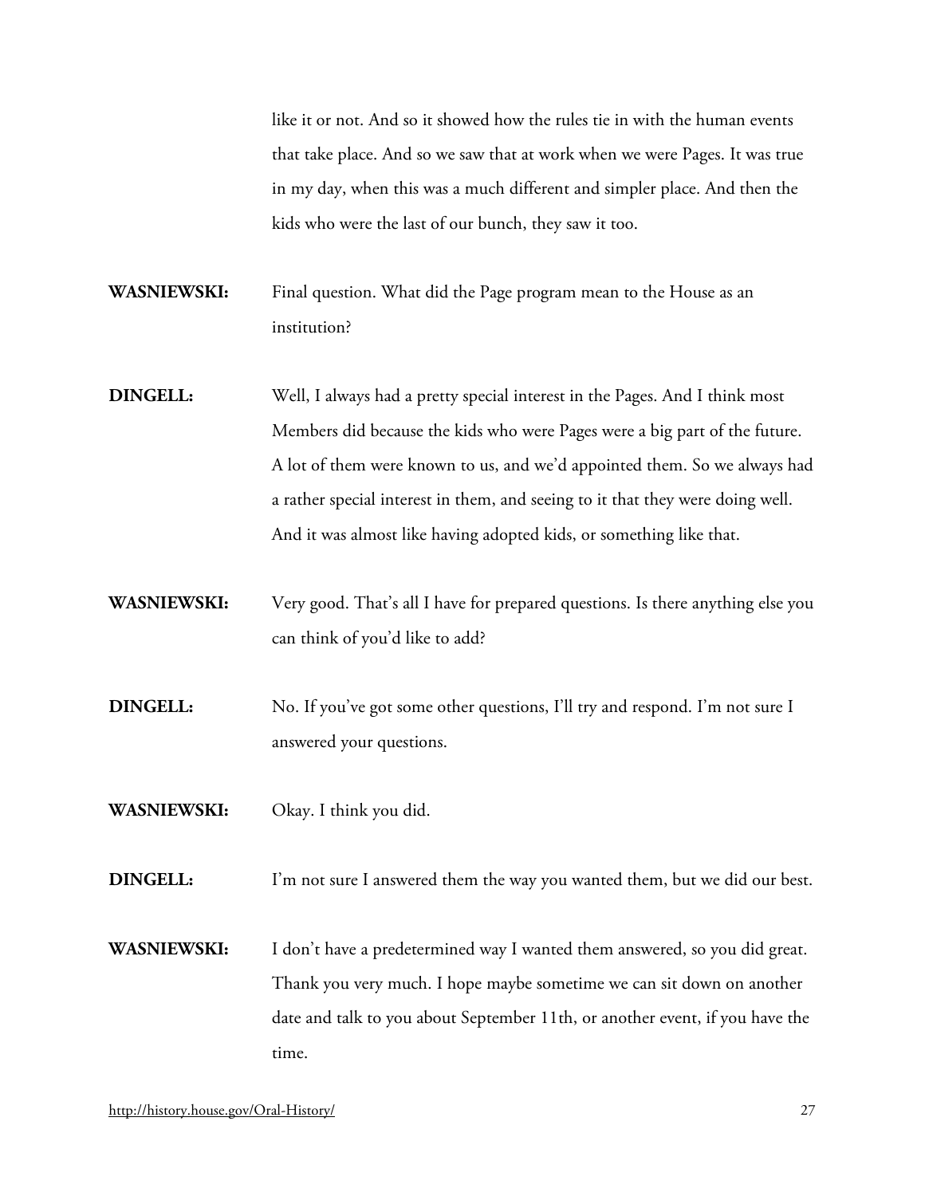like it or not. And so it showed how the rules tie in with the human events that take place. And so we saw that at work when we were Pages. It was true in my day, when this was a much different and simpler place. And then the kids who were the last of our bunch, they saw it too.

**WASNIEWSKI:** Final question. What did the Page program mean to the House as an institution?

**DINGELL:** Well, I always had a pretty special interest in the Pages. And I think most Members did because the kids who were Pages were a big part of the future. A lot of them were known to us, and we'd appointed them. So we always had a rather special interest in them, and seeing to it that they were doing well. And it was almost like having adopted kids, or something like that.

**WASNIEWSKI:** Very good. That's all I have for prepared questions. Is there anything else you can think of you'd like to add?

**DINGELL:** No. If you've got some other questions, I'll try and respond. I'm not sure I answered your questions.

**WASNIEWSKI:** Okay. I think you did.

**DINGELL:** I'm not sure I answered them the way you wanted them, but we did our best.

**WASNIEWSKI:** I don't have a predetermined way I wanted them answered, so you did great. Thank you very much. I hope maybe sometime we can sit down on another date and talk to you about September 11th, or another event, if you have the time.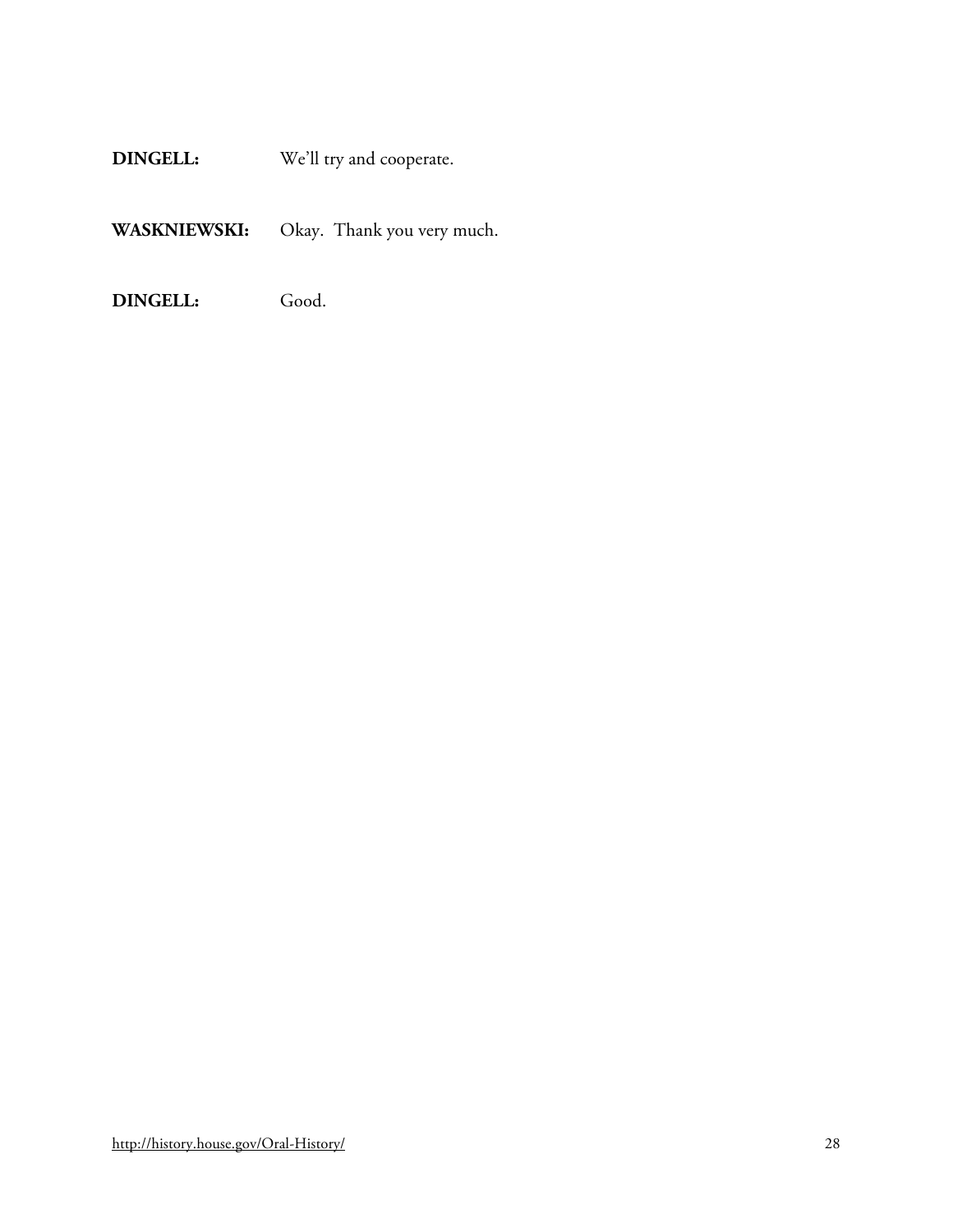**DINGELL:** We'll try and cooperate.

**WASKNIEWSKI:** Okay. Thank you very much.

**DINGELL:** Good.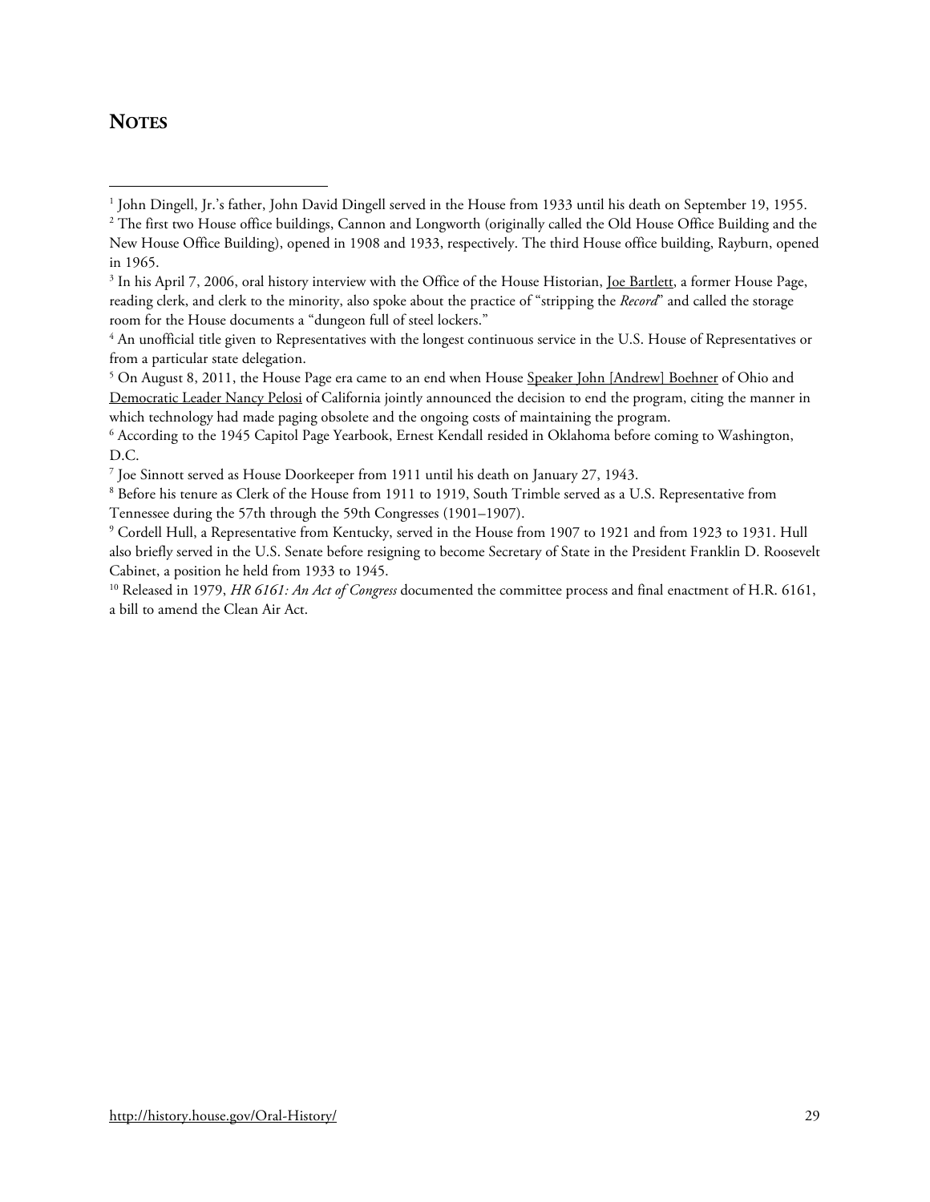## NOTES

[1] John Dingell, Jr.'s father, John David Dingell served in the House from 1933 until his death on September 19, 1955.

[2] The first two House office buildings, Cannon and Longworth (originally called the Old House Office Building and the New House Office Building), opened in 1908 and 1933, respectively. The third House office building, Rayburn, opened in 1965.

[3] In his April 7, 2006, oral history interview with the Office of the House Historian, Joe Bartlett, a former House Page, reading clerk, and clerk to the minority, also spoke about the practice of "stripping the *Record*" and called the storage room for the House documents a "dungeon full of steel lockers."

[4] An unofficial title given to Representatives with the longest continuous service in the U.S. House of Representatives or from a particular state delegation.

[5] On August 8, 2011, the House Page era came to an end when House Speaker John [Andrew] Boehner of Ohio and Democratic Leader Nancy Pelosi of California jointly announced the decision to end the program, citing the manner in which technology had made paging obsolete and the ongoing costs of maintaining the program.

[6] According to the 1945 Capitol Page Yearbook, Ernest Kendall resided in Oklahoma before coming to Washington, D.C.

[7] Joe Sinnott served as House Doorkeeper from 1911 until his death on January 27, 1943.

[8] Before his tenure as Clerk of the House from 1911 to 1919, South Trimble served as a U.S. Representative from Tennessee during the 57th through the 59th Congresses (1901–1907).

[9] Cordell Hull, a Representative from Kentucky, served in the House from 1907 to 1921 and from 1923 to 1931. Hull also briefly served in the U.S. Senate before resigning to become Secretary of State in the President Franklin D. Roosevelt Cabinet, a position he held from 1933 to 1945.

[10] Released in 1979, *HR 6161: An Act of Congress* documented the committee process and final enactment of H.R. 6161, a bill to amend the Clean Air Act.